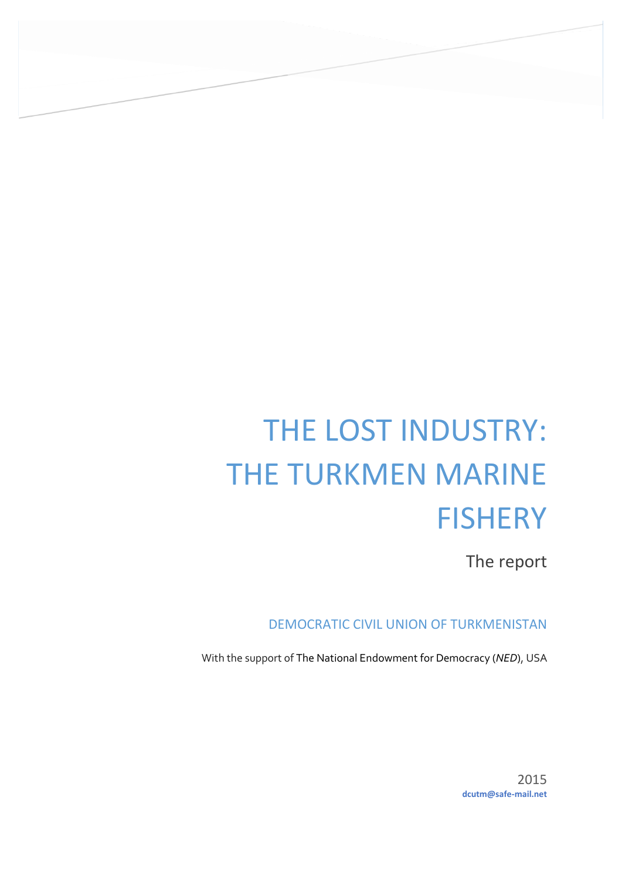# THE LOST INDUSTRY: THE TURKMEN MARINE FISHERY

The report

DEMOCRATIC CIVIL UNION OF TURKMENISTAN

With the support of The National Endowment for Democracy (*NED*), USA

2015

**dcutm@safe-mail.net**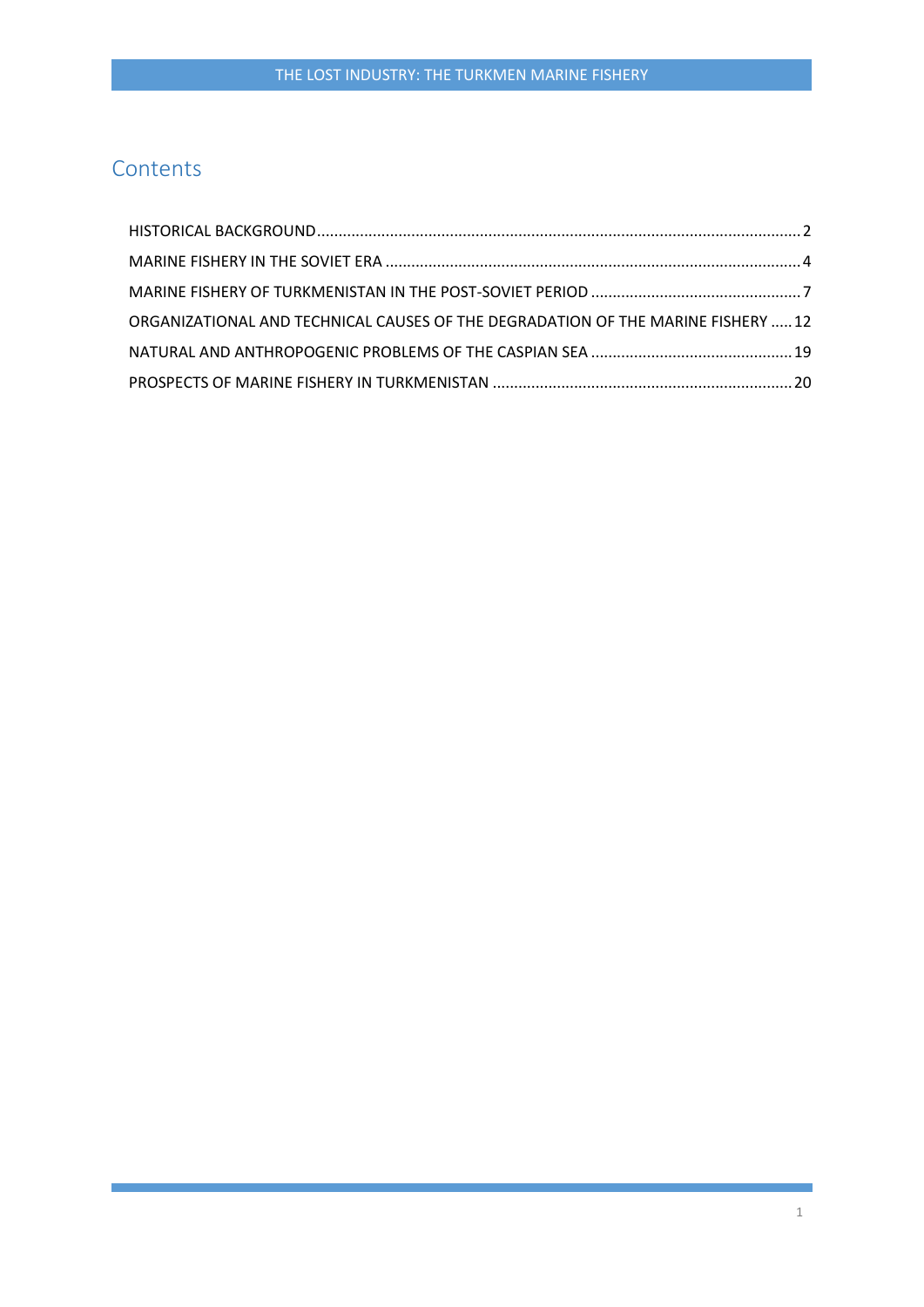## Contents

- HISTORICAL BACKGROUND ........ 2
- MARINE FISHERY IN THE SOVIET ERA ........ 4
- MARINE FISHERY OF TURKMENISTAN IN THE POST-SOVIET PERIOD ........ 7
- ORGANIZATIONAL AND TECHNICAL CAUSES OF THE DEGRADATION OF THE MARINE FISHERY ........ 12
- NATURAL AND ANTHROPOGENIC PROBLEMS OF THE CASPIAN SEA ........ 19
- PROSPECTS OF MARINE FISHERY IN TURKMENISTAN ........ 20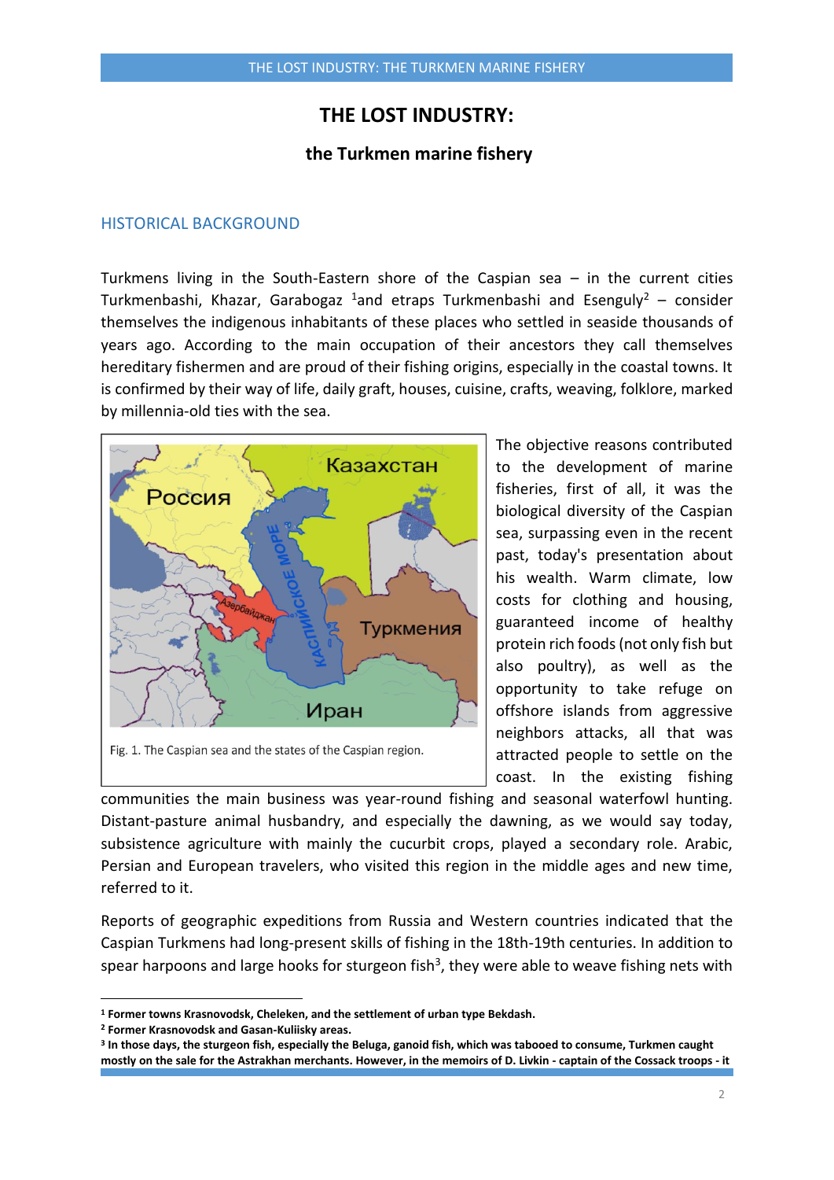# THE LOST INDUSTRY:

## the Turkmen marine fishery

### HISTORICAL BACKGROUND

Turkmens living in the South-Eastern shore of the Caspian sea – in the current cities Turkmenbashi, Khazar, Garabogaz [1]and etraps Turkmenbashi and Esenguly[2] – consider themselves the indigenous inhabitants of these places who settled in seaside thousands of years ago. According to the main occupation of their ancestors they call themselves hereditary fishermen and are proud of their fishing origins, especially in the coastal towns. It is confirmed by their way of life, daily graft, houses, cuisine, crafts, weaving, folklore, marked by millennia-old ties with the sea.

Fig. 1. The Caspian sea and the states of the Caspian region.

The objective reasons contributed to the development of marine fisheries, first of all, it was the biological diversity of the Caspian sea, surpassing even in the recent past, today's presentation about his wealth. Warm climate, low costs for clothing and housing, guaranteed income of healthy protein rich foods (not only fish but also poultry), as well as the opportunity to take refuge on offshore islands from aggressive neighbors attacks, all that was attracted people to settle on the coast. In the existing fishing communities the main business was year-round fishing and seasonal waterfowl hunting. Distant-pasture animal husbandry, and especially the dawning, as we would say today, subsistence agriculture with mainly the cucurbit crops, played a secondary role. Arabic, Persian and European travelers, who visited this region in the middle ages and new time, referred to it.

Reports of geographic expeditions from Russia and Western countries indicated that the Caspian Turkmens had long-present skills of fishing in the 18th-19th centuries. In addition to spear harpoons and large hooks for sturgeon fish[3], they were able to weave fishing nets with

---

**[1] Former towns Krasnovodsk, Cheleken, and the settlement of urban type Bekdash.**
**[2] Former Krasnovodsk and Gasan-Kuliisky areas.**
**[3] In those days, the sturgeon fish, especially the Beluga, ganoid fish, which was tabooed to consume, Turkmen caught mostly on the sale for the Astrakhan merchants. However, in the memoirs of D. Livkin - captain of the Cossack troops - it**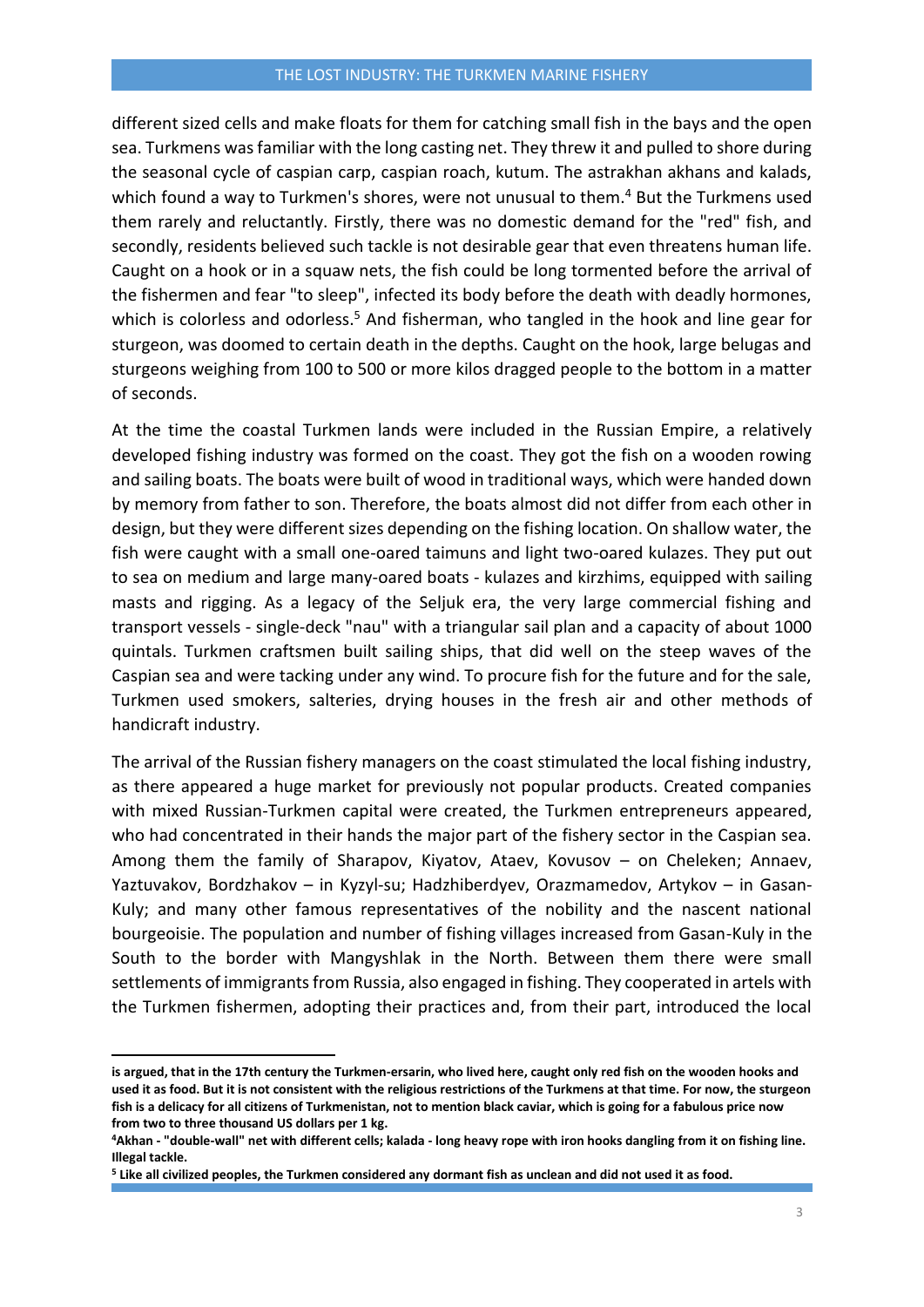different sized cells and make floats for them for catching small fish in the bays and the open sea. Turkmens was familiar with the long casting net. They threw it and pulled to shore during the seasonal cycle of caspian carp, caspian roach, kutum. The astrakhan akhans and kalads, which found a way to Turkmen's shores, were not unusual to them.[4] But the Turkmens used them rarely and reluctantly. Firstly, there was no domestic demand for the "red" fish, and secondly, residents believed such tackle is not desirable gear that even threatens human life. Caught on a hook or in a squaw nets, the fish could be long tormented before the arrival of the fishermen and fear "to sleep", infected its body before the death with deadly hormones, which is colorless and odorless.[5] And fisherman, who tangled in the hook and line gear for sturgeon, was doomed to certain death in the depths. Caught on the hook, large belugas and sturgeons weighing from 100 to 500 or more kilos dragged people to the bottom in a matter of seconds.

At the time the coastal Turkmen lands were included in the Russian Empire, a relatively developed fishing industry was formed on the coast. They got the fish on a wooden rowing and sailing boats. The boats were built of wood in traditional ways, which were handed down by memory from father to son. Therefore, the boats almost did not differ from each other in design, but they were different sizes depending on the fishing location. On shallow water, the fish were caught with a small one-oared taimuns and light two-oared kulazes. They put out to sea on medium and large many-oared boats - kulazes and kirzhims, equipped with sailing masts and rigging. As a legacy of the Seljuk era, the very large commercial fishing and transport vessels - single-deck "nau" with a triangular sail plan and a capacity of about 1000 quintals. Turkmen craftsmen built sailing ships, that did well on the steep waves of the Caspian sea and were tacking under any wind. To procure fish for the future and for the sale, Turkmen used smokers, salteries, drying houses in the fresh air and other methods of handicraft industry.

The arrival of the Russian fishery managers on the coast stimulated the local fishing industry, as there appeared a huge market for previously not popular products. Created companies with mixed Russian-Turkmen capital were created, the Turkmen entrepreneurs appeared, who had concentrated in their hands the major part of the fishery sector in the Caspian sea. Among them the family of Sharapov, Kiyatov, Ataev, Kovusov – on Cheleken; Annaev, Yaztuvakov, Bordzhakov – in Kyzyl-su; Hadzhiberdyev, Orazmamedov, Artykov – in Gasan-Kuly; and many other famous representatives of the nobility and the nascent national bourgeoisie. The population and number of fishing villages increased from Gasan-Kuly in the South to the border with Mangyshlak in the North. Between them there were small settlements of immigrants from Russia, also engaged in fishing. They cooperated in artels with the Turkmen fishermen, adopting their practices and, from their part, introduced the local

---

**is argued, that in the 17th century the Turkmen-ersarin, who lived here, caught only red fish on the wooden hooks and used it as food. But it is not consistent with the religious restrictions of the Turkmens at that time. For now, the sturgeon fish is a delicacy for all citizens of Turkmenistan, not to mention black caviar, which is going for a fabulous price now from two to three thousand US dollars per 1 kg.**

[4] **Akhan - "double-wall" net with different cells; kalada - long heavy rope with iron hooks dangling from it on fishing line. Illegal tackle.**

[5] **Like all civilized peoples, the Turkmen considered any dormant fish as unclean and did not used it as food.**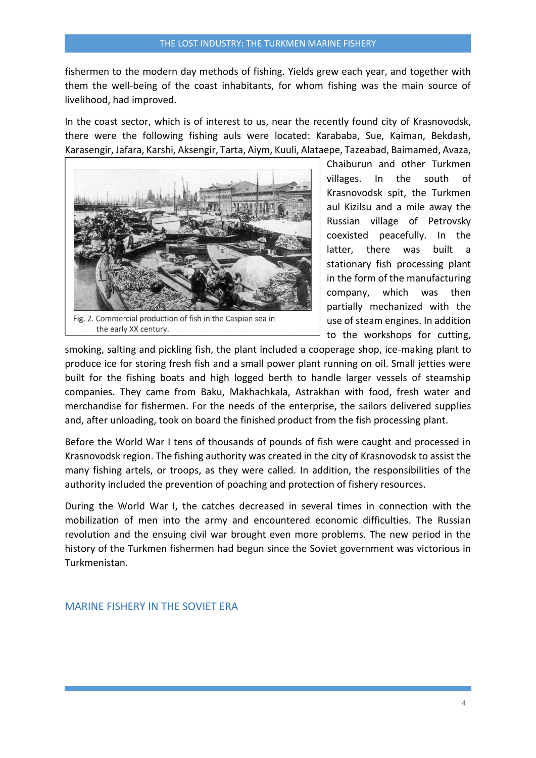fishermen to the modern day methods of fishing. Yields grew each year, and together with them the well-being of the coast inhabitants, for whom fishing was the main source of livelihood, had improved.

In the coast sector, which is of interest to us, near the recently found city of Krasnovodsk, there were the following fishing auls were located: Karababa, Sue, Kaiman, Bekdash, Karasengir, Jafara, Karshi, Aksengir, Tarta, Aiym, Kuuli, Alataepe, Tazeabad, Baimamed, Avaza, Chaiburun and other Turkmen villages. In the south of Krasnovodsk spit, the Turkmen aul Kizilsu and a mile away the Russian village of Petrovsky coexisted peacefully. In the latter, there was built a stationary fish processing plant in the form of the manufacturing company, which was then partially mechanized with the use of steam engines. In addition to the workshops for cutting, smoking, salting and pickling fish, the plant included a cooperage shop, ice-making plant to produce ice for storing fresh fish and a small power plant running on oil. Small jetties were built for the fishing boats and high logged berth to handle larger vessels of steamship companies. They came from Baku, Makhachkala, Astrakhan with food, fresh water and merchandise for fishermen. For the needs of the enterprise, the sailors delivered supplies and, after unloading, took on board the finished product from the fish processing plant.

Fig. 2. Commercial production of fish in the Caspian sea in the early XX century.

Before the World War I tens of thousands of pounds of fish were caught and processed in Krasnovodsk region. The fishing authority was created in the city of Krasnovodsk to assist the many fishing artels, or troops, as they were called. In addition, the responsibilities of the authority included the prevention of poaching and protection of fishery resources.

During the World War I, the catches decreased in several times in connection with the mobilization of men into the army and encountered economic difficulties. The Russian revolution and the ensuing civil war brought even more problems. The new period in the history of the Turkmen fishermen had begun since the Soviet government was victorious in Turkmenistan.

## MARINE FISHERY IN THE SOVIET ERA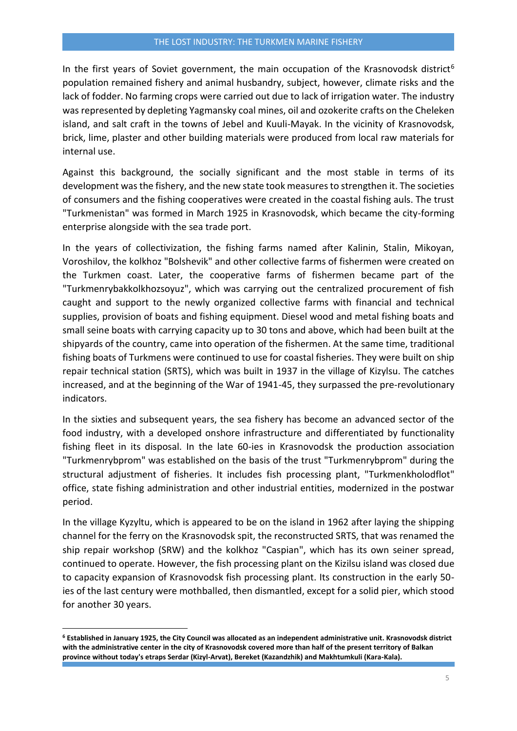In the first years of Soviet government, the main occupation of the Krasnovodsk district[6] population remained fishery and animal husbandry, subject, however, climate risks and the lack of fodder. No farming crops were carried out due to lack of irrigation water. The industry was represented by depleting Yagmansky coal mines, oil and ozokerite crafts on the Cheleken island, and salt craft in the towns of Jebel and Kuuli-Mayak. In the vicinity of Krasnovodsk, brick, lime, plaster and other building materials were produced from local raw materials for internal use.

Against this background, the socially significant and the most stable in terms of its development was the fishery, and the new state took measures to strengthen it. The societies of consumers and the fishing cooperatives were created in the coastal fishing auls. The trust "Turkmenistan" was formed in March 1925 in Krasnovodsk, which became the city-forming enterprise alongside with the sea trade port.

In the years of collectivization, the fishing farms named after Kalinin, Stalin, Mikoyan, Voroshilov, the kolkhoz "Bolshevik" and other collective farms of fishermen were created on the Turkmen coast. Later, the cooperative farms of fishermen became part of the "Turkmenrybakkolkhozsoyuz", which was carrying out the centralized procurement of fish caught and support to the newly organized collective farms with financial and technical supplies, provision of boats and fishing equipment. Diesel wood and metal fishing boats and small seine boats with carrying capacity up to 30 tons and above, which had been built at the shipyards of the country, came into operation of the fishermen. At the same time, traditional fishing boats of Turkmens were continued to use for coastal fisheries. They were built on ship repair technical station (SRTS), which was built in 1937 in the village of Kizylsu. The catches increased, and at the beginning of the War of 1941-45, they surpassed the pre-revolutionary indicators.

In the sixties and subsequent years, the sea fishery has become an advanced sector of the food industry, with a developed onshore infrastructure and differentiated by functionality fishing fleet in its disposal. In the late 60-ies in Krasnovodsk the production association "Turkmenrybprom" was established on the basis of the trust "Turkmenrybprom" during the structural adjustment of fisheries. It includes fish processing plant, "Turkmenkholodflot" office, state fishing administration and other industrial entities, modernized in the postwar period.

In the village Kyzyltu, which is appeared to be on the island in 1962 after laying the shipping channel for the ferry on the Krasnovodsk spit, the reconstructed SRTS, that was renamed the ship repair workshop (SRW) and the kolkhoz "Caspian", which has its own seiner spread, continued to operate. However, the fish processing plant on the Kizilsu island was closed due to capacity expansion of Krasnovodsk fish processing plant. Its construction in the early 50-ies of the last century were mothballed, then dismantled, except for a solid pier, which stood for another 30 years.

---

[6] **Established in January 1925, the City Council was allocated as an independent administrative unit. Krasnovodsk district with the administrative center in the city of Krasnovodsk covered more than half of the present territory of Balkan province without today's etraps Serdar (Kizyl-Arvat), Bereket (Kazandzhik) and Makhtumkuli (Kara-Kala).**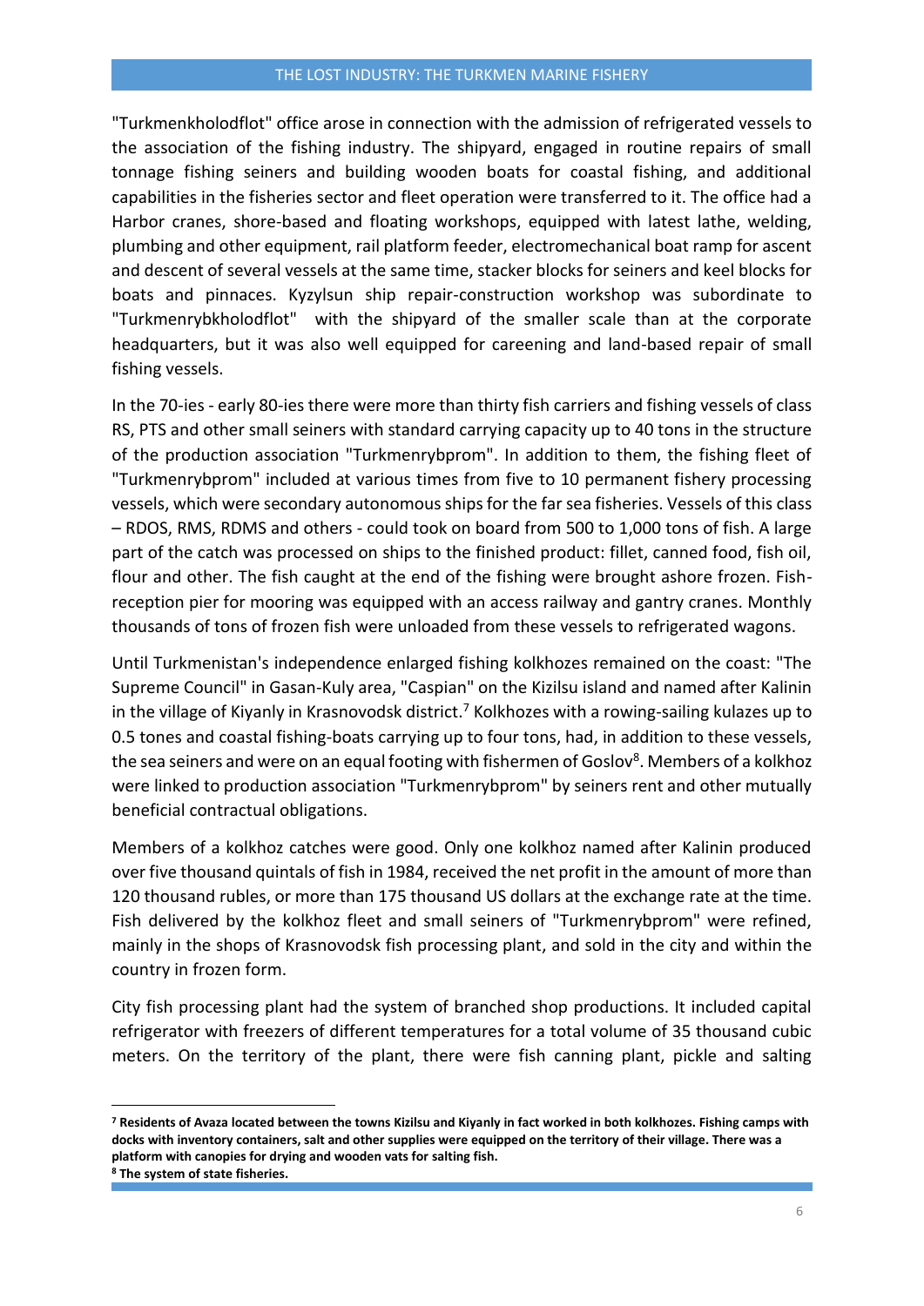"Turkmenkholodflot" office arose in connection with the admission of refrigerated vessels to the association of the fishing industry. The shipyard, engaged in routine repairs of small tonnage fishing seiners and building wooden boats for coastal fishing, and additional capabilities in the fisheries sector and fleet operation were transferred to it. The office had a Harbor cranes, shore-based and floating workshops, equipped with latest lathe, welding, plumbing and other equipment, rail platform feeder, electromechanical boat ramp for ascent and descent of several vessels at the same time, stacker blocks for seiners and keel blocks for boats and pinnaces. Kyzylsun ship repair-construction workshop was subordinate to "Turkmenrybkholodflot" with the shipyard of the smaller scale than at the corporate headquarters, but it was also well equipped for careening and land-based repair of small fishing vessels.

In the 70-ies - early 80-ies there were more than thirty fish carriers and fishing vessels of class RS, PTS and other small seiners with standard carrying capacity up to 40 tons in the structure of the production association "Turkmenrybprom". In addition to them, the fishing fleet of "Turkmenrybprom" included at various times from five to 10 permanent fishery processing vessels, which were secondary autonomous ships for the far sea fisheries. Vessels of this class – RDOS, RMS, RDMS and others - could took on board from 500 to 1,000 tons of fish. A large part of the catch was processed on ships to the finished product: fillet, canned food, fish oil, flour and other. The fish caught at the end of the fishing were brought ashore frozen. Fish-reception pier for mooring was equipped with an access railway and gantry cranes. Monthly thousands of tons of frozen fish were unloaded from these vessels to refrigerated wagons.

Until Turkmenistan's independence enlarged fishing kolkhozes remained on the coast: "The Supreme Council" in Gasan-Kuly area, "Caspian" on the Kizilsu island and named after Kalinin in the village of Kiyanly in Krasnovodsk district.[7] Kolkhozes with a rowing-sailing kulazes up to 0.5 tones and coastal fishing-boats carrying up to four tons, had, in addition to these vessels, the sea seiners and were on an equal footing with fishermen of Goslov[8]. Members of a kolkhoz were linked to production association "Turkmenrybprom" by seiners rent and other mutually beneficial contractual obligations.

Members of a kolkhoz catches were good. Only one kolkhoz named after Kalinin produced over five thousand quintals of fish in 1984, received the net profit in the amount of more than 120 thousand rubles, or more than 175 thousand US dollars at the exchange rate at the time. Fish delivered by the kolkhoz fleet and small seiners of "Turkmenrybprom" were refined, mainly in the shops of Krasnovodsk fish processing plant, and sold in the city and within the country in frozen form.

City fish processing plant had the system of branched shop productions. It included capital refrigerator with freezers of different temperatures for a total volume of 35 thousand cubic meters. On the territory of the plant, there were fish canning plant, pickle and salting

---

**[7] Residents of Avaza located between the towns Kizilsu and Kiyanly in fact worked in both kolkhozes. Fishing camps with docks with inventory containers, salt and other supplies were equipped on the territory of their village. There was a platform with canopies for drying and wooden vats for salting fish.**

**[8] The system of state fisheries.**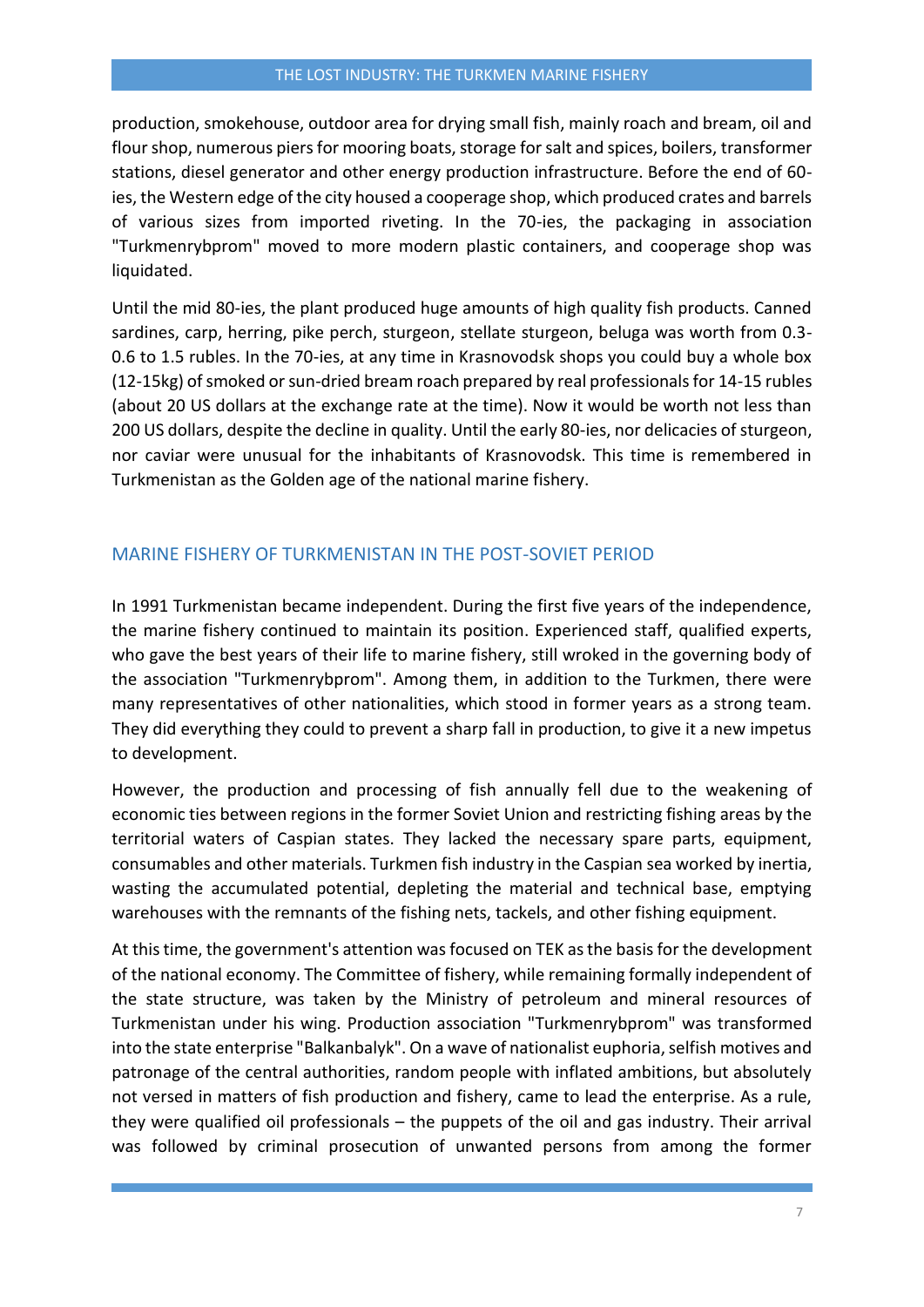production, smokehouse, outdoor area for drying small fish, mainly roach and bream, oil and flour shop, numerous piers for mooring boats, storage for salt and spices, boilers, transformer stations, diesel generator and other energy production infrastructure. Before the end of 60-ies, the Western edge of the city housed a cooperage shop, which produced crates and barrels of various sizes from imported riveting. In the 70-ies, the packaging in association "Turkmenrybprom" moved to more modern plastic containers, and cooperage shop was liquidated.

Until the mid 80-ies, the plant produced huge amounts of high quality fish products. Canned sardines, carp, herring, pike perch, sturgeon, stellate sturgeon, beluga was worth from 0.3-0.6 to 1.5 rubles. In the 70-ies, at any time in Krasnovodsk shops you could buy a whole box (12-15kg) of smoked or sun-dried bream roach prepared by real professionals for 14-15 rubles (about 20 US dollars at the exchange rate at the time). Now it would be worth not less than 200 US dollars, despite the decline in quality. Until the early 80-ies, nor delicacies of sturgeon, nor caviar were unusual for the inhabitants of Krasnovodsk. This time is remembered in Turkmenistan as the Golden age of the national marine fishery.

## MARINE FISHERY OF TURKMENISTAN IN THE POST-SOVIET PERIOD

In 1991 Turkmenistan became independent. During the first five years of the independence, the marine fishery continued to maintain its position. Experienced staff, qualified experts, who gave the best years of their life to marine fishery, still wroked in the governing body of the association "Turkmenrybprom". Among them, in addition to the Turkmen, there were many representatives of other nationalities, which stood in former years as a strong team. They did everything they could to prevent a sharp fall in production, to give it a new impetus to development.

However, the production and processing of fish annually fell due to the weakening of economic ties between regions in the former Soviet Union and restricting fishing areas by the territorial waters of Caspian states. They lacked the necessary spare parts, equipment, consumables and other materials. Turkmen fish industry in the Caspian sea worked by inertia, wasting the accumulated potential, depleting the material and technical base, emptying warehouses with the remnants of the fishing nets, tackels, and other fishing equipment.

At this time, the government's attention was focused on TEK as the basis for the development of the national economy. The Committee of fishery, while remaining formally independent of the state structure, was taken by the Ministry of petroleum and mineral resources of Turkmenistan under his wing. Production association "Turkmenrybprom" was transformed into the state enterprise "Balkanbalyk". On a wave of nationalist euphoria, selfish motives and patronage of the central authorities, random people with inflated ambitions, but absolutely not versed in matters of fish production and fishery, came to lead the enterprise. As a rule, they were qualified oil professionals – the puppets of the oil and gas industry. Their arrival was followed by criminal prosecution of unwanted persons from among the former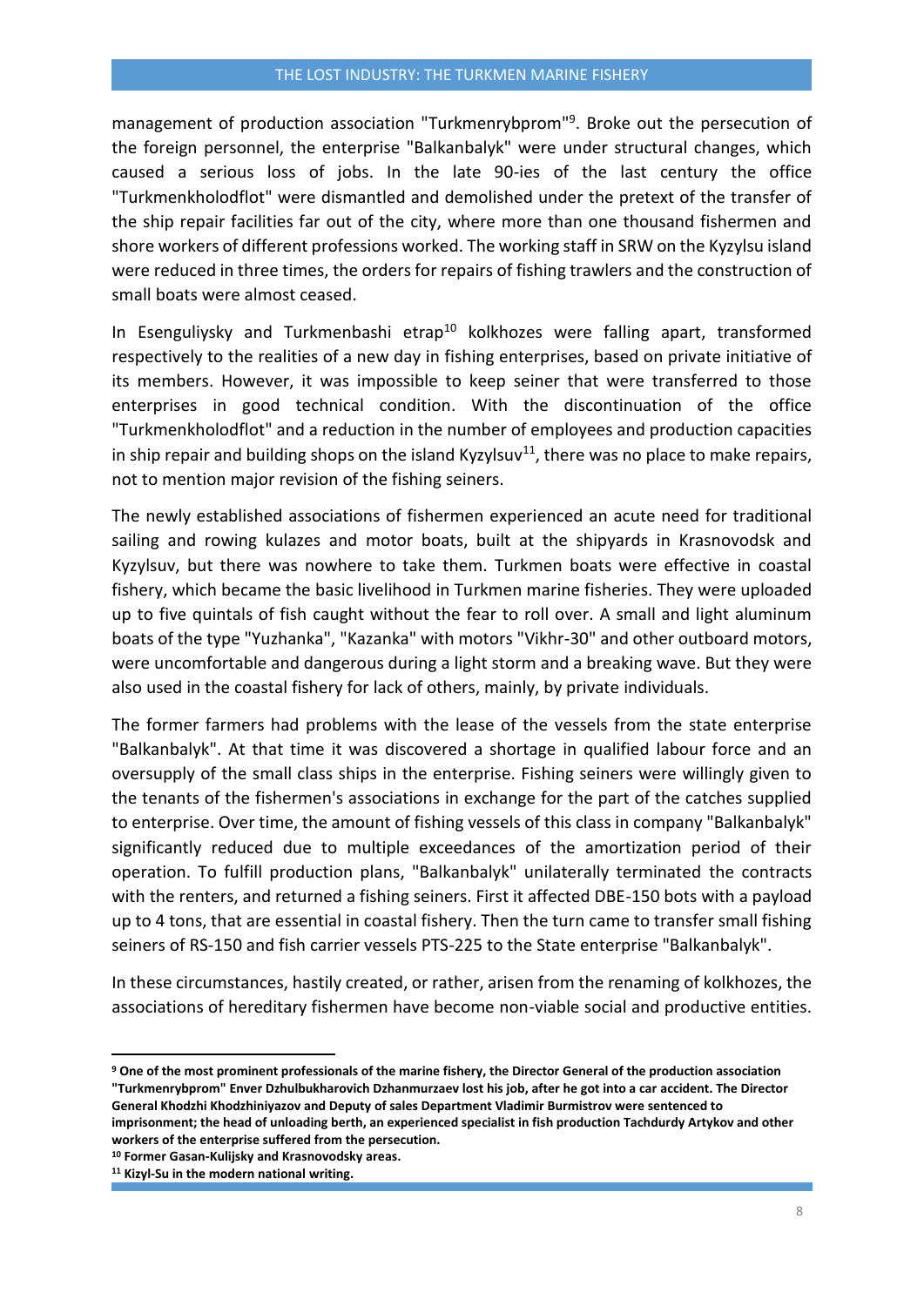management of production association "Turkmenrybprom"[9]. Broke out the persecution of the foreign personnel, the enterprise "Balkanbalyk" were under structural changes, which caused a serious loss of jobs. In the late 90-ies of the last century the office "Turkmenkholodflot" were dismantled and demolished under the pretext of the transfer of the ship repair facilities far out of the city, where more than one thousand fishermen and shore workers of different professions worked. The working staff in SRW on the Kyzylsu island were reduced in three times, the orders for repairs of fishing trawlers and the construction of small boats were almost ceased.

In Esenguliysky and Turkmenbashi etrap[10] kolkhozes were falling apart, transformed respectively to the realities of a new day in fishing enterprises, based on private initiative of its members. However, it was impossible to keep seiner that were transferred to those enterprises in good technical condition. With the discontinuation of the office "Turkmenkholodflot" and a reduction in the number of employees and production capacities in ship repair and building shops on the island Kyzylsuv[11], there was no place to make repairs, not to mention major revision of the fishing seiners.

The newly established associations of fishermen experienced an acute need for traditional sailing and rowing kulazes and motor boats, built at the shipyards in Krasnovodsk and Kyzylsuv, but there was nowhere to take them. Turkmen boats were effective in coastal fishery, which became the basic livelihood in Turkmen marine fisheries. They were uploaded up to five quintals of fish caught without the fear to roll over. A small and light aluminum boats of the type "Yuzhanka", "Kazanka" with motors "Vikhr-30" and other outboard motors, were uncomfortable and dangerous during a light storm and a breaking wave. But they were also used in the coastal fishery for lack of others, mainly, by private individuals.

The former farmers had problems with the lease of the vessels from the state enterprise "Balkanbalyk". At that time it was discovered a shortage in qualified labour force and an oversupply of the small class ships in the enterprise. Fishing seiners were willingly given to the tenants of the fishermen's associations in exchange for the part of the catches supplied to enterprise. Over time, the amount of fishing vessels of this class in company "Balkanbalyk" significantly reduced due to multiple exceedances of the amortization period of their operation. To fulfill production plans, "Balkanbalyk" unilaterally terminated the contracts with the renters, and returned a fishing seiners. First it affected DBE-150 bots with a payload up to 4 tons, that are essential in coastal fishery. Then the turn came to transfer small fishing seiners of RS-150 and fish carrier vessels PTS-225 to the State enterprise "Balkanbalyk".

In these circumstances, hastily created, or rather, arisen from the renaming of kolkhozes, the associations of hereditary fishermen have become non-viable social and productive entities.

---

**[9] One of the most prominent professionals of the marine fishery, the Director General of the production association "Turkmenrybprom" Enver Dzhulbukharovich Dzhanmurzaev lost his job, after he got into a car accident. The Director General Khodzhi Khodzhiniyazov and Deputy of sales Department Vladimir Burmistrov were sentenced to imprisonment; the head of unloading berth, an experienced specialist in fish production Tachdurdy Artykov and other workers of the enterprise suffered from the persecution.**

**[10] Former Gasan-Kulijsky and Krasnovodsky areas.**

**[11] Kizyl-Su in the modern national writing.**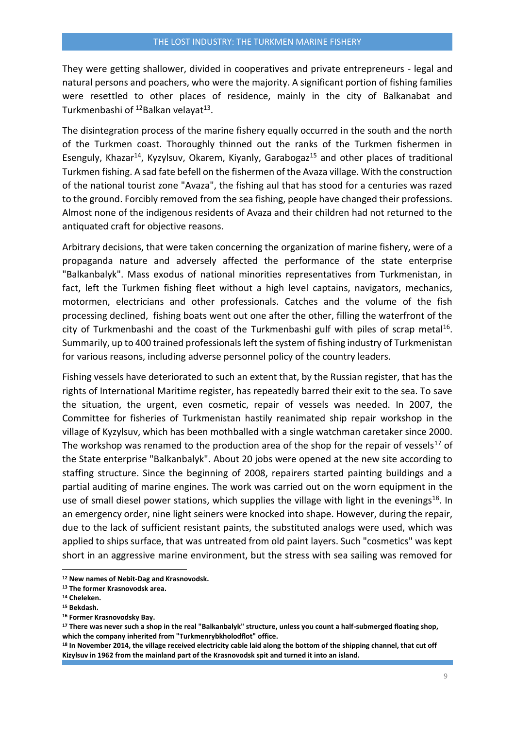They were getting shallower, divided in cooperatives and private entrepreneurs - legal and natural persons and poachers, who were the majority. A significant portion of fishing families were resettled to other places of residence, mainly in the city of Balkanabat and Turkmenbashi of [12]Balkan velayat[13].

The disintegration process of the marine fishery equally occurred in the south and the north of the Turkmen coast. Thoroughly thinned out the ranks of the Turkmen fishermen in Esenguly, Khazar[14], Kyzylsuv, Okarem, Kiyanly, Garabogaz[15] and other places of traditional Turkmen fishing. A sad fate befell on the fishermen of the Avaza village. With the construction of the national tourist zone "Avaza", the fishing aul that has stood for a centuries was razed to the ground. Forcibly removed from the sea fishing, people have changed their professions. Almost none of the indigenous residents of Avaza and their children had not returned to the antiquated craft for objective reasons.

Arbitrary decisions, that were taken concerning the organization of marine fishery, were of a propaganda nature and adversely affected the performance of the state enterprise "Balkanbalyk". Mass exodus of national minorities representatives from Turkmenistan, in fact, left the Turkmen fishing fleet without a high level captains, navigators, mechanics, motormen, electricians and other professionals. Catches and the volume of the fish processing declined, fishing boats went out one after the other, filling the waterfront of the city of Turkmenbashi and the coast of the Turkmenbashi gulf with piles of scrap metal[16]. Summarily, up to 400 trained professionals left the system of fishing industry of Turkmenistan for various reasons, including adverse personnel policy of the country leaders.

Fishing vessels have deteriorated to such an extent that, by the Russian register, that has the rights of International Maritime register, has repeatedly barred their exit to the sea. To save the situation, the urgent, even cosmetic, repair of vessels was needed. In 2007, the Committee for fisheries of Turkmenistan hastily reanimated ship repair workshop in the village of Kyzylsuv, which has been mothballed with a single watchman caretaker since 2000. The workshop was renamed to the production area of the shop for the repair of vessels[17] of the State enterprise "Balkanbalyk". About 20 jobs were opened at the new site according to staffing structure. Since the beginning of 2008, repairers started painting buildings and a partial auditing of marine engines. The work was carried out on the worn equipment in the use of small diesel power stations, which supplies the village with light in the evenings[18]. In an emergency order, nine light seiners were knocked into shape. However, during the repair, due to the lack of sufficient resistant paints, the substituted analogs were used, which was applied to ships surface, that was untreated from old paint layers. Such "cosmetics" was kept short in an aggressive marine environment, but the stress with sea sailing was removed for

---

**[12] New names of Nebit-Dag and Krasnovodsk.**

**[13] The former Krasnovodsk area.**

**[14] Cheleken.**

**[15] Bekdash.**

**[16] Former Krasnovodsky Bay.**

**[17] There was never such a shop in the real "Balkanbalyk" structure, unless you count a half-submerged floating shop, which the company inherited from "Turkmenrybkholodflot" office.**

**[18] In November 2014, the village received electricity cable laid along the bottom of the shipping channel, that cut off Kizylsuv in 1962 from the mainland part of the Krasnovodsk spit and turned it into an island.**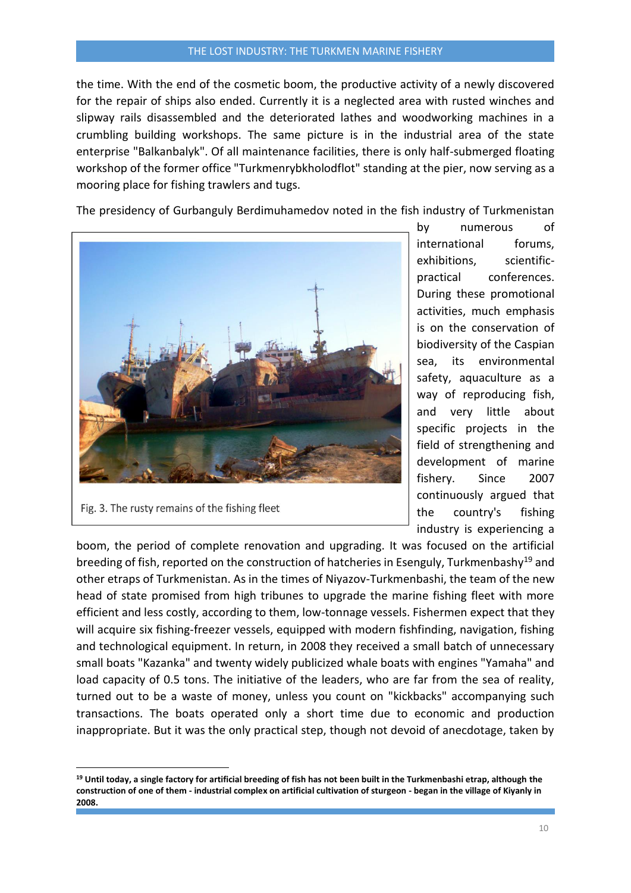the time. With the end of the cosmetic boom, the productive activity of a newly discovered for the repair of ships also ended. Currently it is a neglected area with rusted winches and slipway rails disassembled and the deteriorated lathes and woodworking machines in a crumbling building workshops. The same picture is in the industrial area of the state enterprise "Balkanbalyk". Of all maintenance facilities, there is only half-submerged floating workshop of the former office "Turkmenrybkholodflot" standing at the pier, now serving as a mooring place for fishing trawlers and tugs.

The presidency of Gurbanguly Berdimuhamedov noted in the fish industry of Turkmenistan by numerous of international forums, exhibitions, scientific-practical conferences. During these promotional activities, much emphasis is on the conservation of biodiversity of the Caspian sea, its environmental safety, aquaculture as a way of reproducing fish, and very little about specific projects in the field of strengthening and development of marine fishery. Since 2007 continuously argued that the country's fishing industry is experiencing a boom, the period of complete renovation and upgrading. It was focused on the artificial breeding of fish, reported on the construction of hatcheries in Esenguly, Turkmenbashy[19] and other etraps of Turkmenistan. As in the times of Niyazov-Turkmenbashi, the team of the new head of state promised from high tribunes to upgrade the marine fishing fleet with more efficient and less costly, according to them, low-tonnage vessels. Fishermen expect that they will acquire six fishing-freezer vessels, equipped with modern fishfinding, navigation, fishing and technological equipment. In return, in 2008 they received a small batch of unnecessary small boats "Kazanka" and twenty widely publicized whale boats with engines "Yamaha" and load capacity of 0.5 tons. The initiative of the leaders, who are far from the sea of reality, turned out to be a waste of money, unless you count on "kickbacks" accompanying such transactions. The boats operated only a short time due to economic and production inappropriate. But it was the only practical step, though not devoid of anecdotage, taken by

Fig. 3. The rusty remains of the fishing fleet

---

**[19] Until today, a single factory for artificial breeding of fish has not been built in the Turkmenbashi etrap, although the construction of one of them - industrial complex on artificial cultivation of sturgeon - began in the village of Kiyanly in 2008.**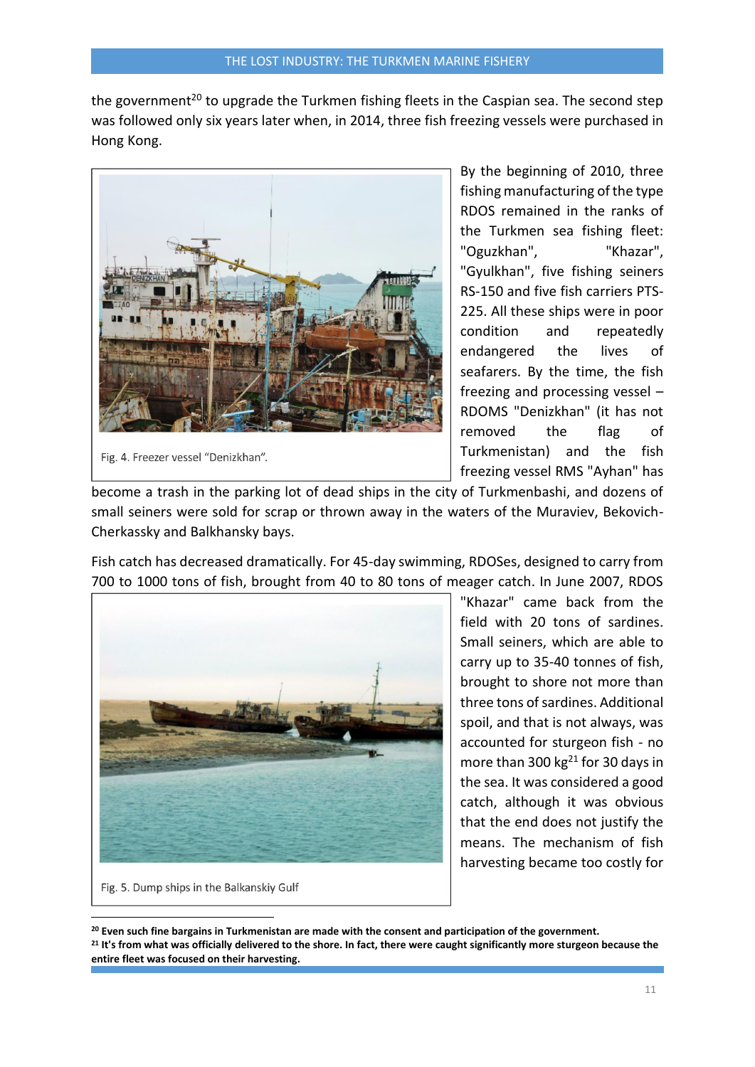the government[20] to upgrade the Turkmen fishing fleets in the Caspian sea. The second step was followed only six years later when, in 2014, three fish freezing vessels were purchased in Hong Kong.

Fig. 4. Freezer vessel "Denizkhan".

By the beginning of 2010, three fishing manufacturing of the type RDOS remained in the ranks of the Turkmen sea fishing fleet: "Oguzkhan", "Khazar", "Gyulkhan", five fishing seiners RS-150 and five fish carriers PTS-225. All these ships were in poor condition and repeatedly endangered the lives of seafarers. By the time, the fish freezing and processing vessel – RDOMS "Denizkhan" (it has not removed the flag of Turkmenistan) and the fish freezing vessel RMS "Ayhan" has become a trash in the parking lot of dead ships in the city of Turkmenbashi, and dozens of small seiners were sold for scrap or thrown away in the waters of the Muraviev, Bekovich-Cherkassky and Balkhansky bays.

Fish catch has decreased dramatically. For 45-day swimming, RDOSes, designed to carry from 700 to 1000 tons of fish, brought from 40 to 80 tons of meager catch. In June 2007, RDOS "Khazar" came back from the field with 20 tons of sardines. Small seiners, which are able to carry up to 35-40 tonnes of fish, brought to shore not more than three tons of sardines. Additional spoil, and that is not always, was accounted for sturgeon fish - no more than 300 kg[21] for 30 days in the sea. It was considered a good catch, although it was obvious that the end does not justify the means. The mechanism of fish harvesting became too costly for

Fig. 5. Dump ships in the Balkanskiy Gulf

---

**[20] Even such fine bargains in Turkmenistan are made with the consent and participation of the government.**

**[21] It's from what was officially delivered to the shore. In fact, there were caught significantly more sturgeon because the entire fleet was focused on their harvesting.**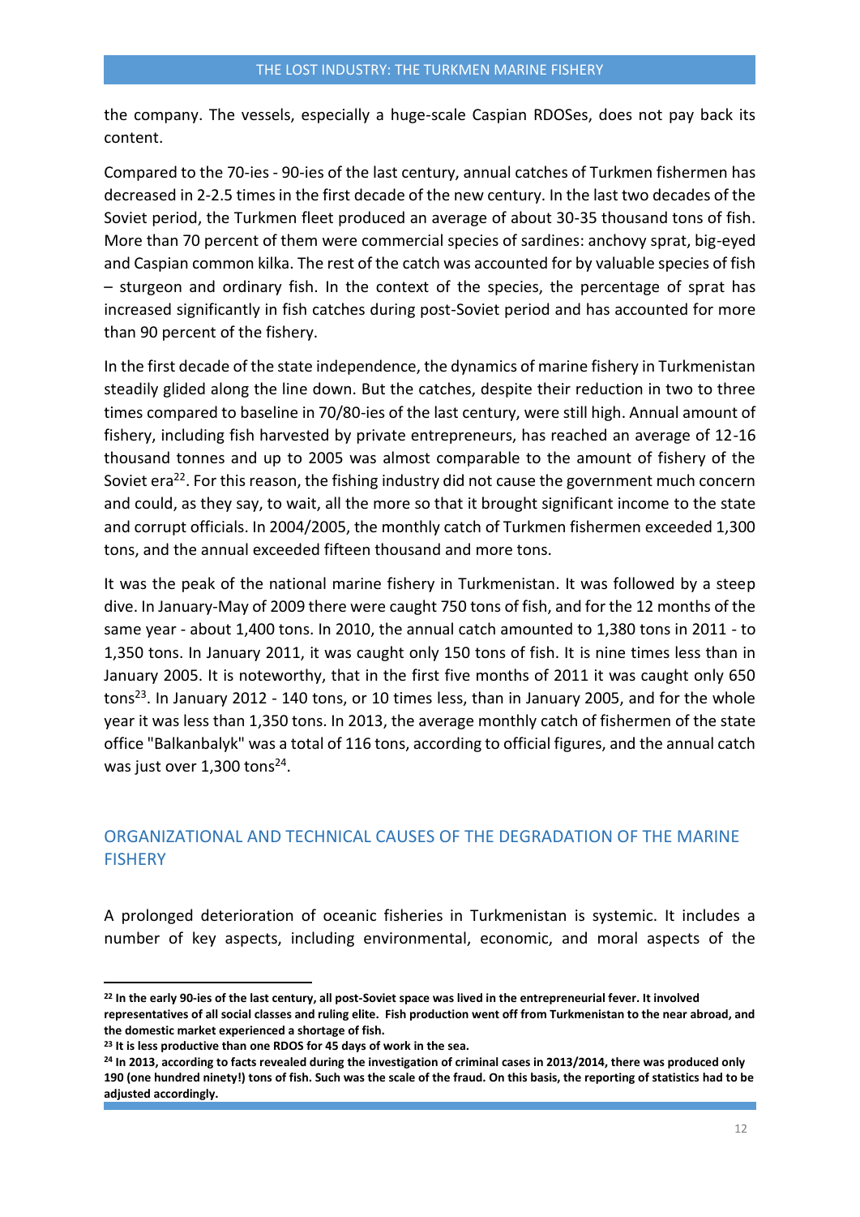the company. The vessels, especially a huge-scale Caspian RDOSes, does not pay back its content.

Compared to the 70-ies - 90-ies of the last century, annual catches of Turkmen fishermen has decreased in 2-2.5 times in the first decade of the new century. In the last two decades of the Soviet period, the Turkmen fleet produced an average of about 30-35 thousand tons of fish. More than 70 percent of them were commercial species of sardines: anchovy sprat, big-eyed and Caspian common kilka. The rest of the catch was accounted for by valuable species of fish – sturgeon and ordinary fish. In the context of the species, the percentage of sprat has increased significantly in fish catches during post-Soviet period and has accounted for more than 90 percent of the fishery.

In the first decade of the state independence, the dynamics of marine fishery in Turkmenistan steadily glided along the line down. But the catches, despite their reduction in two to three times compared to baseline in 70/80-ies of the last century, were still high. Annual amount of fishery, including fish harvested by private entrepreneurs, has reached an average of 12-16 thousand tonnes and up to 2005 was almost comparable to the amount of fishery of the Soviet era[22]. For this reason, the fishing industry did not cause the government much concern and could, as they say, to wait, all the more so that it brought significant income to the state and corrupt officials. In 2004/2005, the monthly catch of Turkmen fishermen exceeded 1,300 tons, and the annual exceeded fifteen thousand and more tons.

It was the peak of the national marine fishery in Turkmenistan. It was followed by a steep dive. In January-May of 2009 there were caught 750 tons of fish, and for the 12 months of the same year - about 1,400 tons. In 2010, the annual catch amounted to 1,380 tons in 2011 - to 1,350 tons. In January 2011, it was caught only 150 tons of fish. It is nine times less than in January 2005. It is noteworthy, that in the first five months of 2011 it was caught only 650 tons[23]. In January 2012 - 140 tons, or 10 times less, than in January 2005, and for the whole year it was less than 1,350 tons. In 2013, the average monthly catch of fishermen of the state office "Balkanbalyk" was a total of 116 tons, according to official figures, and the annual catch was just over 1,300 tons[24].

## ORGANIZATIONAL AND TECHNICAL CAUSES OF THE DEGRADATION OF THE MARINE FISHERY

A prolonged deterioration of oceanic fisheries in Turkmenistan is systemic. It includes a number of key aspects, including environmental, economic, and moral aspects of the

---

**[22] In the early 90-ies of the last century, all post-Soviet space was lived in the entrepreneurial fever. It involved representatives of all social classes and ruling elite. Fish production went off from Turkmenistan to the near abroad, and the domestic market experienced a shortage of fish.**

**[23] It is less productive than one RDOS for 45 days of work in the sea.**

**[24] In 2013, according to facts revealed during the investigation of criminal cases in 2013/2014, there was produced only 190 (one hundred ninety!) tons of fish. Such was the scale of the fraud. On this basis, the reporting of statistics had to be adjusted accordingly.**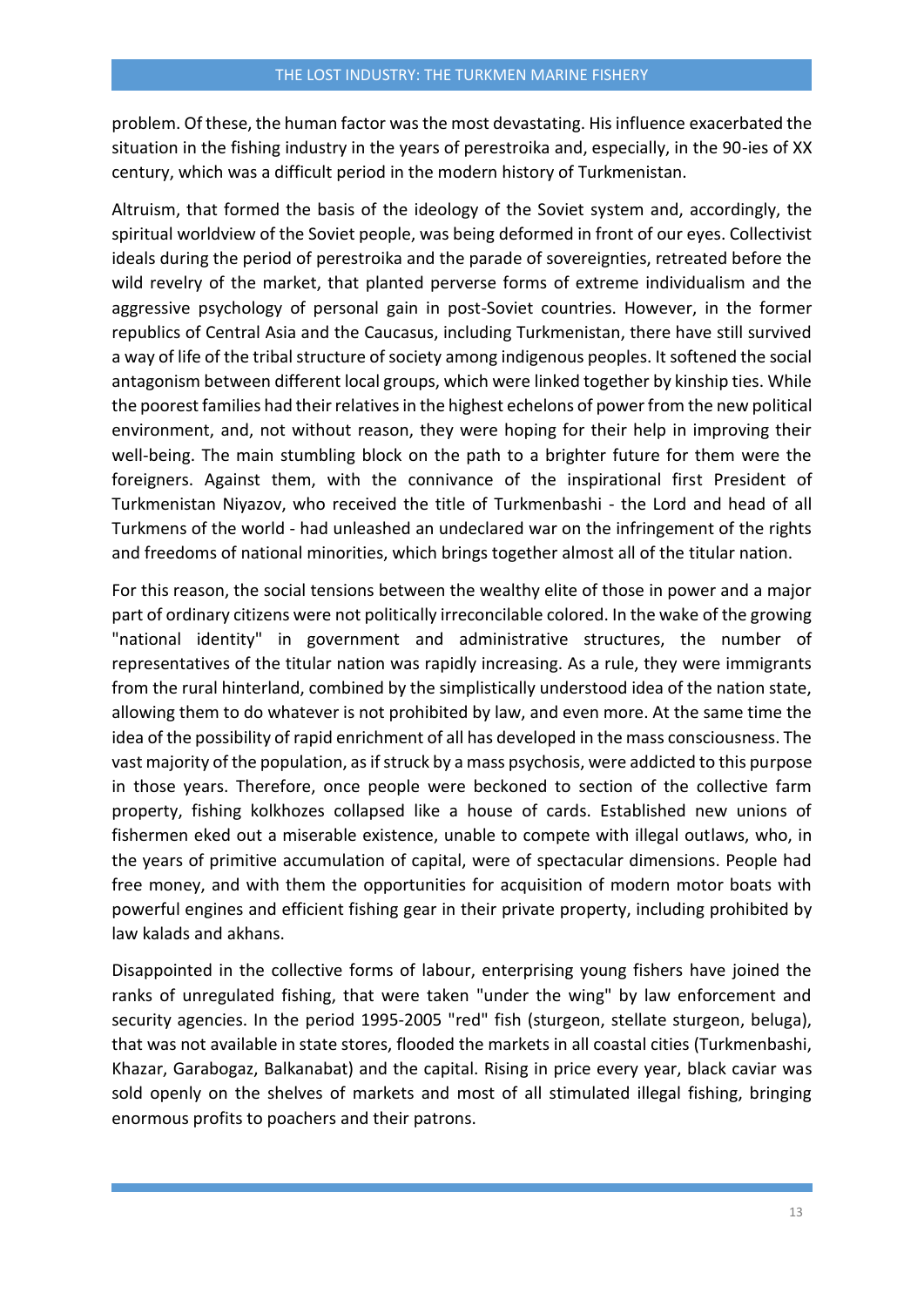problem. Of these, the human factor was the most devastating. His influence exacerbated the situation in the fishing industry in the years of perestroika and, especially, in the 90-ies of XX century, which was a difficult period in the modern history of Turkmenistan.

Altruism, that formed the basis of the ideology of the Soviet system and, accordingly, the spiritual worldview of the Soviet people, was being deformed in front of our eyes. Collectivist ideals during the period of perestroika and the parade of sovereignties, retreated before the wild revelry of the market, that planted perverse forms of extreme individualism and the aggressive psychology of personal gain in post-Soviet countries. However, in the former republics of Central Asia and the Caucasus, including Turkmenistan, there have still survived a way of life of the tribal structure of society among indigenous peoples. It softened the social antagonism between different local groups, which were linked together by kinship ties. While the poorest families had their relatives in the highest echelons of power from the new political environment, and, not without reason, they were hoping for their help in improving their well-being. The main stumbling block on the path to a brighter future for them were the foreigners. Against them, with the connivance of the inspirational first President of Turkmenistan Niyazov, who received the title of Turkmenbashi - the Lord and head of all Turkmens of the world - had unleashed an undeclared war on the infringement of the rights and freedoms of national minorities, which brings together almost all of the titular nation.

For this reason, the social tensions between the wealthy elite of those in power and a major part of ordinary citizens were not politically irreconcilable colored. In the wake of the growing "national identity" in government and administrative structures, the number of representatives of the titular nation was rapidly increasing. As a rule, they were immigrants from the rural hinterland, combined by the simplistically understood idea of the nation state, allowing them to do whatever is not prohibited by law, and even more. At the same time the idea of the possibility of rapid enrichment of all has developed in the mass consciousness. The vast majority of the population, as if struck by a mass psychosis, were addicted to this purpose in those years. Therefore, once people were beckoned to section of the collective farm property, fishing kolkhozes collapsed like a house of cards. Established new unions of fishermen eked out a miserable existence, unable to compete with illegal outlaws, who, in the years of primitive accumulation of capital, were of spectacular dimensions. People had free money, and with them the opportunities for acquisition of modern motor boats with powerful engines and efficient fishing gear in their private property, including prohibited by law kalads and akhans.

Disappointed in the collective forms of labour, enterprising young fishers have joined the ranks of unregulated fishing, that were taken "under the wing" by law enforcement and security agencies. In the period 1995-2005 "red" fish (sturgeon, stellate sturgeon, beluga), that was not available in state stores, flooded the markets in all coastal cities (Turkmenbashi, Khazar, Garabogaz, Balkanabat) and the capital. Rising in price every year, black caviar was sold openly on the shelves of markets and most of all stimulated illegal fishing, bringing enormous profits to poachers and their patrons.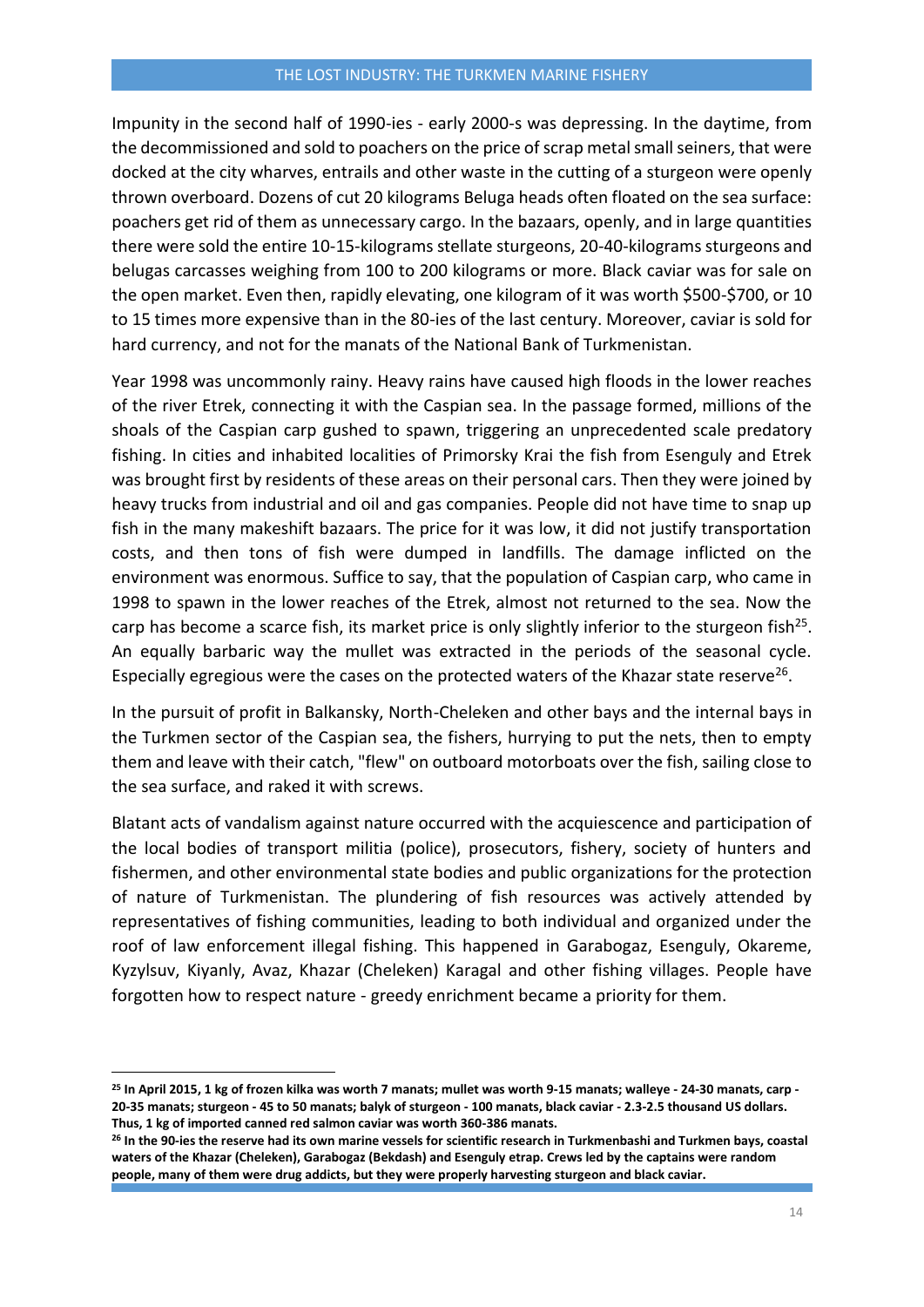Impunity in the second half of 1990-ies - early 2000-s was depressing. In the daytime, from the decommissioned and sold to poachers on the price of scrap metal small seiners, that were docked at the city wharves, entrails and other waste in the cutting of a sturgeon were openly thrown overboard. Dozens of cut 20 kilograms Beluga heads often floated on the sea surface: poachers get rid of them as unnecessary cargo. In the bazaars, openly, and in large quantities there were sold the entire 10-15-kilograms stellate sturgeons, 20-40-kilograms sturgeons and belugas carcasses weighing from 100 to 200 kilograms or more. Black caviar was for sale on the open market. Even then, rapidly elevating, one kilogram of it was worth \$500-\$700, or 10 to 15 times more expensive than in the 80-ies of the last century. Moreover, caviar is sold for hard currency, and not for the manats of the National Bank of Turkmenistan.

Year 1998 was uncommonly rainy. Heavy rains have caused high floods in the lower reaches of the river Etrek, connecting it with the Caspian sea. In the passage formed, millions of the shoals of the Caspian carp gushed to spawn, triggering an unprecedented scale predatory fishing. In cities and inhabited localities of Primorsky Krai the fish from Esenguly and Etrek was brought first by residents of these areas on their personal cars. Then they were joined by heavy trucks from industrial and oil and gas companies. People did not have time to snap up fish in the many makeshift bazaars. The price for it was low, it did not justify transportation costs, and then tons of fish were dumped in landfills. The damage inflicted on the environment was enormous. Suffice to say, that the population of Caspian carp, who came in 1998 to spawn in the lower reaches of the Etrek, almost not returned to the sea. Now the carp has become a scarce fish, its market price is only slightly inferior to the sturgeon fish[25]. An equally barbaric way the mullet was extracted in the periods of the seasonal cycle. Especially egregious were the cases on the protected waters of the Khazar state reserve[26].

In the pursuit of profit in Balkansky, North-Cheleken and other bays and the internal bays in the Turkmen sector of the Caspian sea, the fishers, hurrying to put the nets, then to empty them and leave with their catch, "flew" on outboard motorboats over the fish, sailing close to the sea surface, and raked it with screws.

Blatant acts of vandalism against nature occurred with the acquiescence and participation of the local bodies of transport militia (police), prosecutors, fishery, society of hunters and fishermen, and other environmental state bodies and public organizations for the protection of nature of Turkmenistan. The plundering of fish resources was actively attended by representatives of fishing communities, leading to both individual and organized under the roof of law enforcement illegal fishing. This happened in Garabogaz, Esenguly, Okareme, Kyzylsuv, Kiyanly, Avaz, Khazar (Cheleken) Karagal and other fishing villages. People have forgotten how to respect nature - greedy enrichment became a priority for them.

---

**[25] In April 2015, 1 kg of frozen kilka was worth 7 manats; mullet was worth 9-15 manats; walleye - 24-30 manats, carp - 20-35 manats; sturgeon - 45 to 50 manats; balyk of sturgeon - 100 manats, black caviar - 2.3-2.5 thousand US dollars. Thus, 1 kg of imported canned red salmon caviar was worth 360-386 manats.**

**[26] In the 90-ies the reserve had its own marine vessels for scientific research in Turkmenbashi and Turkmen bays, coastal waters of the Khazar (Cheleken), Garabogaz (Bekdash) and Esenguly etrap. Crews led by the captains were random people, many of them were drug addicts, but they were properly harvesting sturgeon and black caviar.**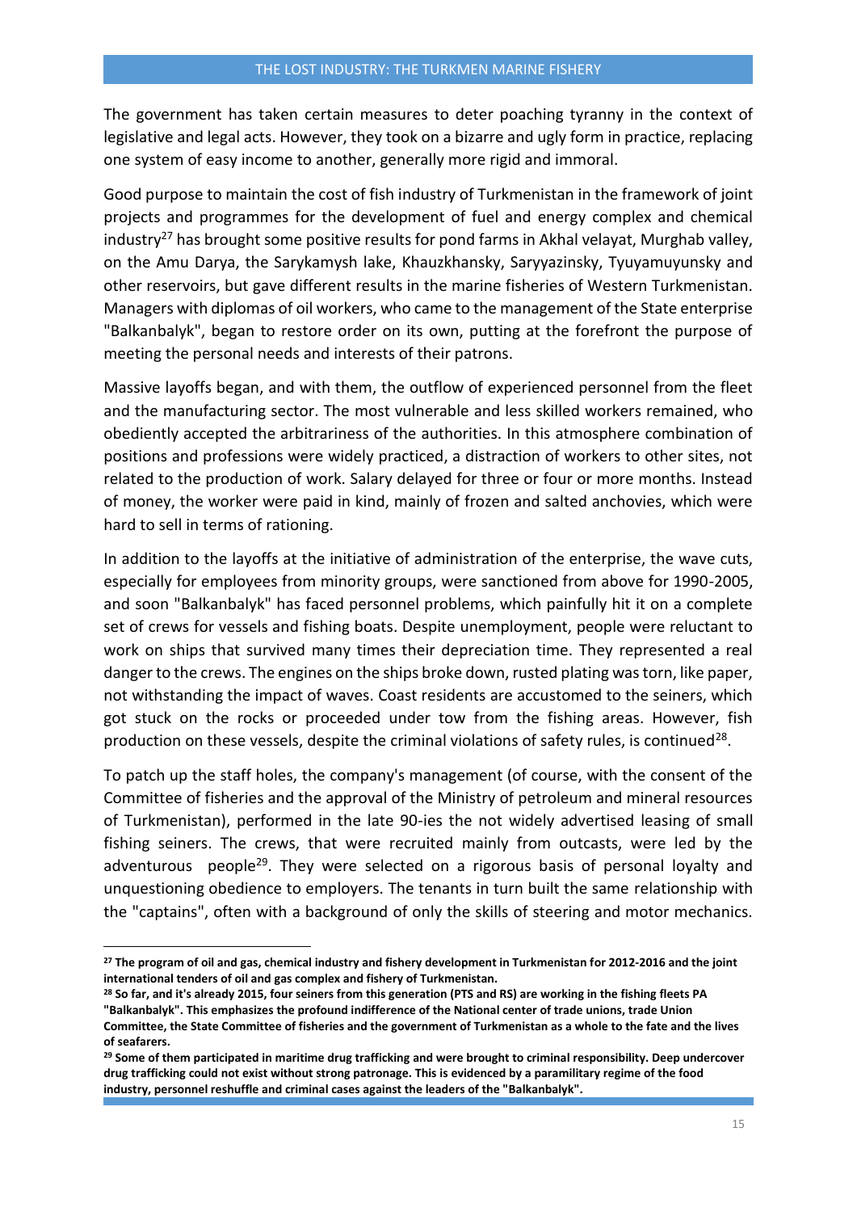The government has taken certain measures to deter poaching tyranny in the context of legislative and legal acts. However, they took on a bizarre and ugly form in practice, replacing one system of easy income to another, generally more rigid and immoral.

Good purpose to maintain the cost of fish industry of Turkmenistan in the framework of joint projects and programmes for the development of fuel and energy complex and chemical industry[27] has brought some positive results for pond farms in Akhal velayat, Murghab valley, on the Amu Darya, the Sarykamysh lake, Khauzkhansky, Saryyazinsky, Tyuyamuyunsky and other reservoirs, but gave different results in the marine fisheries of Western Turkmenistan. Managers with diplomas of oil workers, who came to the management of the State enterprise "Balkanbalyk", began to restore order on its own, putting at the forefront the purpose of meeting the personal needs and interests of their patrons.

Massive layoffs began, and with them, the outflow of experienced personnel from the fleet and the manufacturing sector. The most vulnerable and less skilled workers remained, who obediently accepted the arbitrariness of the authorities. In this atmosphere combination of positions and professions were widely practiced, a distraction of workers to other sites, not related to the production of work. Salary delayed for three or four or more months. Instead of money, the worker were paid in kind, mainly of frozen and salted anchovies, which were hard to sell in terms of rationing.

In addition to the layoffs at the initiative of administration of the enterprise, the wave cuts, especially for employees from minority groups, were sanctioned from above for 1990-2005, and soon "Balkanbalyk" has faced personnel problems, which painfully hit it on a complete set of crews for vessels and fishing boats. Despite unemployment, people were reluctant to work on ships that survived many times their depreciation time. They represented a real danger to the crews. The engines on the ships broke down, rusted plating was torn, like paper, not withstanding the impact of waves. Coast residents are accustomed to the seiners, which got stuck on the rocks or proceeded under tow from the fishing areas. However, fish production on these vessels, despite the criminal violations of safety rules, is continued[28].

To patch up the staff holes, the company's management (of course, with the consent of the Committee of fisheries and the approval of the Ministry of petroleum and mineral resources of Turkmenistan), performed in the late 90-ies the not widely advertised leasing of small fishing seiners. The crews, that were recruited mainly from outcasts, were led by the adventurous people[29]. They were selected on a rigorous basis of personal loyalty and unquestioning obedience to employers. The tenants in turn built the same relationship with the "captains", often with a background of only the skills of steering and motor mechanics.

---

**[27] The program of oil and gas, chemical industry and fishery development in Turkmenistan for 2012-2016 and the joint international tenders of oil and gas complex and fishery of Turkmenistan.**

**[28] So far, and it's already 2015, four seiners from this generation (PTS and RS) are working in the fishing fleets PA "Balkanbalyk". This emphasizes the profound indifference of the National center of trade unions, trade Union Committee, the State Committee of fisheries and the government of Turkmenistan as a whole to the fate and the lives of seafarers.**

**[29] Some of them participated in maritime drug trafficking and were brought to criminal responsibility. Deep undercover drug trafficking could not exist without strong patronage. This is evidenced by a paramilitary regime of the food industry, personnel reshuffle and criminal cases against the leaders of the "Balkanbalyk".**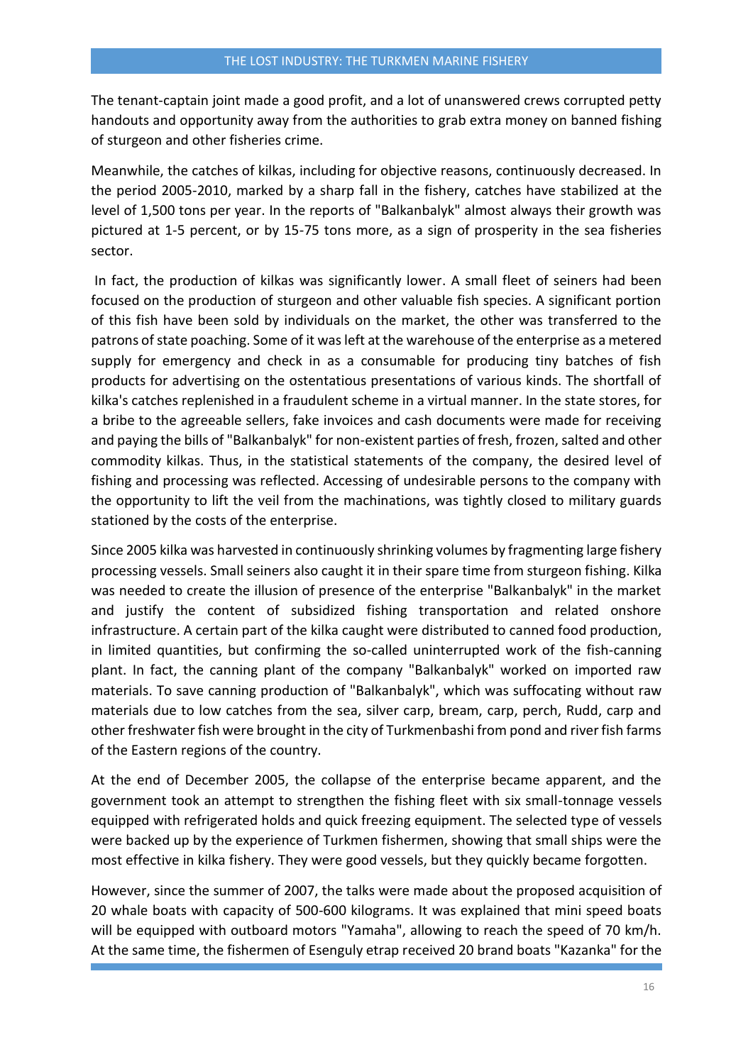The tenant-captain joint made a good profit, and a lot of unanswered crews corrupted petty handouts and opportunity away from the authorities to grab extra money on banned fishing of sturgeon and other fisheries crime.

Meanwhile, the catches of kilkas, including for objective reasons, continuously decreased. In the period 2005-2010, marked by a sharp fall in the fishery, catches have stabilized at the level of 1,500 tons per year. In the reports of "Balkanbalyk" almost always their growth was pictured at 1-5 percent, or by 15-75 tons more, as a sign of prosperity in the sea fisheries sector.

In fact, the production of kilkas was significantly lower. A small fleet of seiners had been focused on the production of sturgeon and other valuable fish species. A significant portion of this fish have been sold by individuals on the market, the other was transferred to the patrons of state poaching. Some of it was left at the warehouse of the enterprise as a metered supply for emergency and check in as a consumable for producing tiny batches of fish products for advertising on the ostentatious presentations of various kinds. The shortfall of kilka's catches replenished in a fraudulent scheme in a virtual manner. In the state stores, for a bribe to the agreeable sellers, fake invoices and cash documents were made for receiving and paying the bills of "Balkanbalyk" for non-existent parties of fresh, frozen, salted and other commodity kilkas. Thus, in the statistical statements of the company, the desired level of fishing and processing was reflected. Accessing of undesirable persons to the company with the opportunity to lift the veil from the machinations, was tightly closed to military guards stationed by the costs of the enterprise.

Since 2005 kilka was harvested in continuously shrinking volumes by fragmenting large fishery processing vessels. Small seiners also caught it in their spare time from sturgeon fishing. Kilka was needed to create the illusion of presence of the enterprise "Balkanbalyk" in the market and justify the content of subsidized fishing transportation and related onshore infrastructure. A certain part of the kilka caught were distributed to canned food production, in limited quantities, but confirming the so-called uninterrupted work of the fish-canning plant. In fact, the canning plant of the company "Balkanbalyk" worked on imported raw materials. To save canning production of "Balkanbalyk", which was suffocating without raw materials due to low catches from the sea, silver carp, bream, carp, perch, Rudd, carp and other freshwater fish were brought in the city of Turkmenbashi from pond and river fish farms of the Eastern regions of the country.

At the end of December 2005, the collapse of the enterprise became apparent, and the government took an attempt to strengthen the fishing fleet with six small-tonnage vessels equipped with refrigerated holds and quick freezing equipment. The selected type of vessels were backed up by the experience of Turkmen fishermen, showing that small ships were the most effective in kilka fishery. They were good vessels, but they quickly became forgotten.

However, since the summer of 2007, the talks were made about the proposed acquisition of 20 whale boats with capacity of 500-600 kilograms. It was explained that mini speed boats will be equipped with outboard motors "Yamaha", allowing to reach the speed of 70 km/h. At the same time, the fishermen of Esenguly etrap received 20 brand boats "Kazanka" for the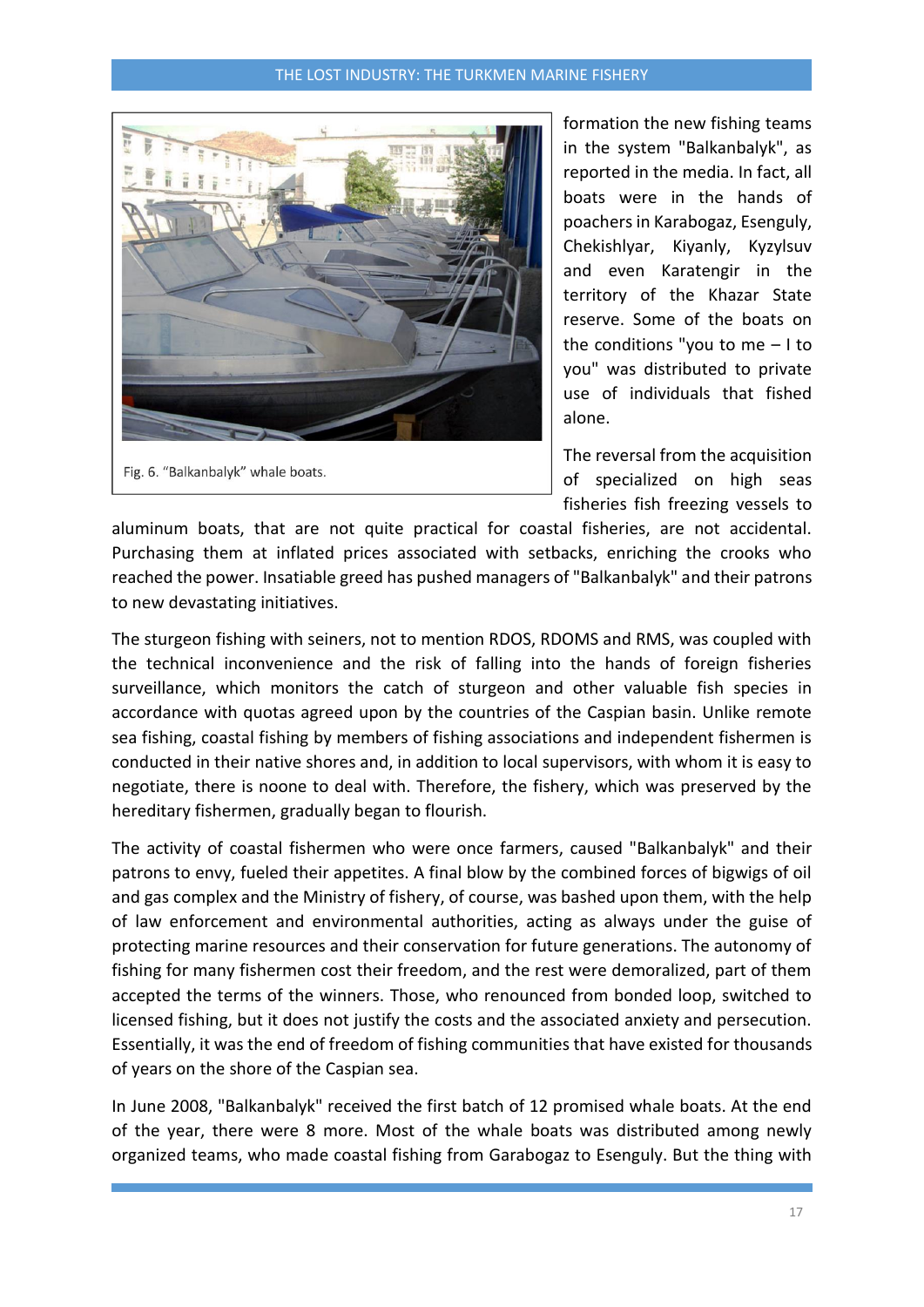Fig. 6. "Balkanbalyk" whale boats.

formation the new fishing teams in the system "Balkanbalyk", as reported in the media. In fact, all boats were in the hands of poachers in Karabogaz, Esenguly, Chekishlyar, Kiyanly, Kyzylsuv and even Karatengir in the territory of the Khazar State reserve. Some of the boats on the conditions "you to me – I to you" was distributed to private use of individuals that fished alone.

The reversal from the acquisition of specialized on high seas fisheries fish freezing vessels to aluminum boats, that are not quite practical for coastal fisheries, are not accidental. Purchasing them at inflated prices associated with setbacks, enriching the crooks who reached the power. Insatiable greed has pushed managers of "Balkanbalyk" and their patrons to new devastating initiatives.

The sturgeon fishing with seiners, not to mention RDOS, RDOMS and RMS, was coupled with the technical inconvenience and the risk of falling into the hands of foreign fisheries surveillance, which monitors the catch of sturgeon and other valuable fish species in accordance with quotas agreed upon by the countries of the Caspian basin. Unlike remote sea fishing, coastal fishing by members of fishing associations and independent fishermen is conducted in their native shores and, in addition to local supervisors, with whom it is easy to negotiate, there is noone to deal with. Therefore, the fishery, which was preserved by the hereditary fishermen, gradually began to flourish.

The activity of coastal fishermen who were once farmers, caused "Balkanbalyk" and their patrons to envy, fueled their appetites. A final blow by the combined forces of bigwigs of oil and gas complex and the Ministry of fishery, of course, was bashed upon them, with the help of law enforcement and environmental authorities, acting as always under the guise of protecting marine resources and their conservation for future generations. The autonomy of fishing for many fishermen cost their freedom, and the rest were demoralized, part of them accepted the terms of the winners. Those, who renounced from bonded loop, switched to licensed fishing, but it does not justify the costs and the associated anxiety and persecution. Essentially, it was the end of freedom of fishing communities that have existed for thousands of years on the shore of the Caspian sea.

In June 2008, "Balkanbalyk" received the first batch of 12 promised whale boats. At the end of the year, there were 8 more. Most of the whale boats was distributed among newly organized teams, who made coastal fishing from Garabogaz to Esenguly. But the thing with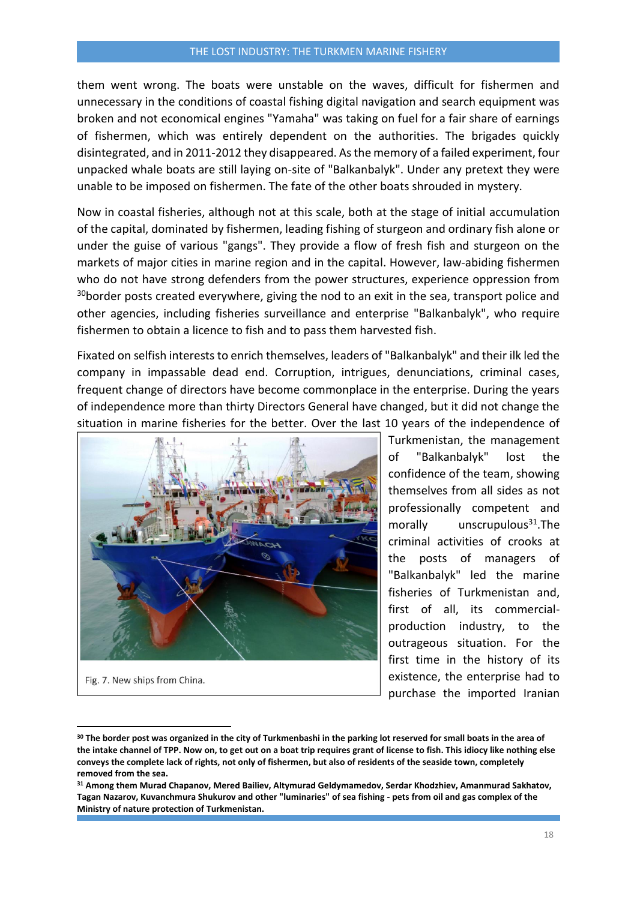them went wrong. The boats were unstable on the waves, difficult for fishermen and unnecessary in the conditions of coastal fishing digital navigation and search equipment was broken and not economical engines "Yamaha" was taking on fuel for a fair share of earnings of fishermen, which was entirely dependent on the authorities. The brigades quickly disintegrated, and in 2011-2012 they disappeared. As the memory of a failed experiment, four unpacked whale boats are still laying on-site of "Balkanbalyk". Under any pretext they were unable to be imposed on fishermen. The fate of the other boats shrouded in mystery.

Now in coastal fisheries, although not at this scale, both at the stage of initial accumulation of the capital, dominated by fishermen, leading fishing of sturgeon and ordinary fish alone or under the guise of various "gangs". They provide a flow of fresh fish and sturgeon on the markets of major cities in marine region and in the capital. However, law-abiding fishermen who do not have strong defenders from the power structures, experience oppression from [30]border posts created everywhere, giving the nod to an exit in the sea, transport police and other agencies, including fisheries surveillance and enterprise "Balkanbalyk", who require fishermen to obtain a licence to fish and to pass them harvested fish.

Fixated on selfish interests to enrich themselves, leaders of "Balkanbalyk" and their ilk led the company in impassable dead end. Corruption, intrigues, denunciations, criminal cases, frequent change of directors have become commonplace in the enterprise. During the years of independence more than thirty Directors General have changed, but it did not change the situation in marine fisheries for the better. Over the last 10 years of the independence of Turkmenistan, the management of "Balkanbalyk" lost the confidence of the team, showing themselves from all sides as not professionally competent and morally unscrupulous[31].The criminal activities of crooks at the posts of managers of "Balkanbalyk" led the marine fisheries of Turkmenistan and, first of all, its commercial-production industry, to the outrageous situation. For the first time in the history of its existence, the enterprise had to purchase the imported Iranian

Fig. 7. New ships from China.

---

[30] **The border post was organized in the city of Turkmenbashi in the parking lot reserved for small boats in the area of the intake channel of TPP. Now on, to get out on a boat trip requires grant of license to fish. This idiocy like nothing else conveys the complete lack of rights, not only of fishermen, but also of residents of the seaside town, completely removed from the sea.**

[31] **Among them Murad Chapanov, Mered Bailiev, Altymurad Geldymamedov, Serdar Khodzhiev, Amanmurad Sakhatov, Tagan Nazarov, Kuvanchmura Shukurov and other "luminaries" of sea fishing - pets from oil and gas complex of the Ministry of nature protection of Turkmenistan.**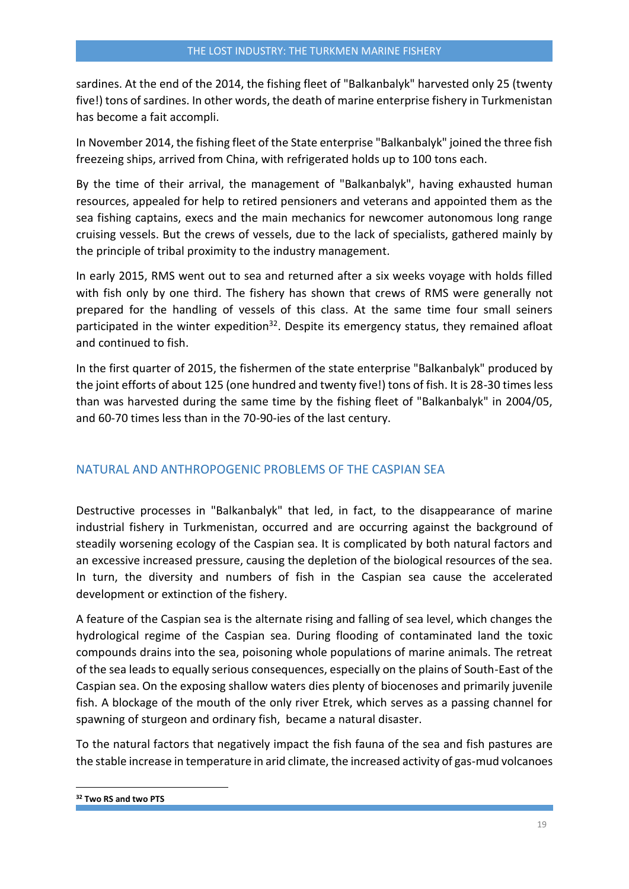sardines. At the end of the 2014, the fishing fleet of "Balkanbalyk" harvested only 25 (twenty five!) tons of sardines. In other words, the death of marine enterprise fishery in Turkmenistan has become a fait accompli.

In November 2014, the fishing fleet of the State enterprise "Balkanbalyk" joined the three fish freezeing ships, arrived from China, with refrigerated holds up to 100 tons each.

By the time of their arrival, the management of "Balkanbalyk", having exhausted human resources, appealed for help to retired pensioners and veterans and appointed them as the sea fishing captains, execs and the main mechanics for newcomer autonomous long range cruising vessels. But the crews of vessels, due to the lack of specialists, gathered mainly by the principle of tribal proximity to the industry management.

In early 2015, RMS went out to sea and returned after a six weeks voyage with holds filled with fish only by one third. The fishery has shown that crews of RMS were generally not prepared for the handling of vessels of this class. At the same time four small seiners participated in the winter expedition[32]. Despite its emergency status, they remained afloat and continued to fish.

In the first quarter of 2015, the fishermen of the state enterprise "Balkanbalyk" produced by the joint efforts of about 125 (one hundred and twenty five!) tons of fish. It is 28-30 times less than was harvested during the same time by the fishing fleet of "Balkanbalyk" in 2004/05, and 60-70 times less than in the 70-90-ies of the last century.

## NATURAL AND ANTHROPOGENIC PROBLEMS OF THE CASPIAN SEA

Destructive processes in "Balkanbalyk" that led, in fact, to the disappearance of marine industrial fishery in Turkmenistan, occurred and are occurring against the background of steadily worsening ecology of the Caspian sea. It is complicated by both natural factors and an excessive increased pressure, causing the depletion of the biological resources of the sea. In turn, the diversity and numbers of fish in the Caspian sea cause the accelerated development or extinction of the fishery.

A feature of the Caspian sea is the alternate rising and falling of sea level, which changes the hydrological regime of the Caspian sea. During flooding of contaminated land the toxic compounds drains into the sea, poisoning whole populations of marine animals. The retreat of the sea leads to equally serious consequences, especially on the plains of South-East of the Caspian sea. On the exposing shallow waters dies plenty of biocenoses and primarily juvenile fish. A blockage of the mouth of the only river Etrek, which serves as a passing channel for spawning of sturgeon and ordinary fish, became a natural disaster.

To the natural factors that negatively impact the fish fauna of the sea and fish pastures are the stable increase in temperature in arid climate, the increased activity of gas-mud volcanoes

---

[32] **Two RS and two PTS**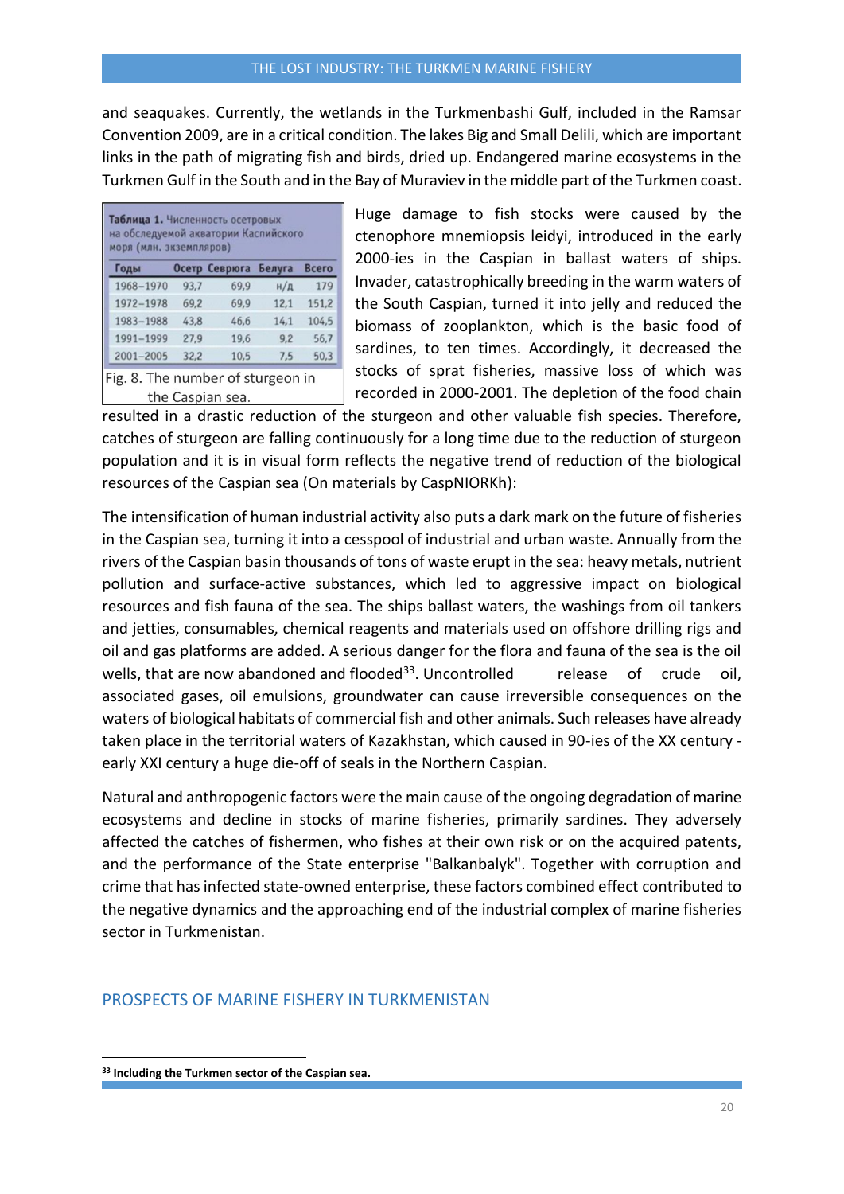and seaquakes. Currently, the wetlands in the Turkmenbashi Gulf, included in the Ramsar Convention 2009, are in a critical condition. The lakes Big and Small Delili, which are important links in the path of migrating fish and birds, dried up. Endangered marine ecosystems in the Turkmen Gulf in the South and in the Bay of Muraviev in the middle part of the Turkmen coast.

**Таблица 1.** Численность осетровых на обследуемой акватории Каспийского моря (млн. экземпляров)

| Годы | Осетр | Севрюга | Белуга | Всего |
|---|---|---|---|---|
| 1968–1970 | 93,7 | 69,9 | н/д | 179 |
| 1972–1978 | 69,2 | 69,9 | 12,1 | 151,2 |
| 1983–1988 | 43,8 | 46,6 | 14,1 | 104,5 |
| 1991–1999 | 27,9 | 19,6 | 9,2 | 56,7 |
| 2001–2005 | 32,2 | 10,5 | 7,5 | 50,3 |

Fig. 8. The number of sturgeon in the Caspian sea.

Huge damage to fish stocks were caused by the ctenophore mnemiopsis leidyi, introduced in the early 2000-ies in the Caspian in ballast waters of ships. Invader, catastrophically breeding in the warm waters of the South Caspian, turned it into jelly and reduced the biomass of zooplankton, which is the basic food of sardines, to ten times. Accordingly, it decreased the stocks of sprat fisheries, massive loss of which was recorded in 2000-2001. The depletion of the food chain resulted in a drastic reduction of the sturgeon and other valuable fish species. Therefore, catches of sturgeon are falling continuously for a long time due to the reduction of sturgeon population and it is in visual form reflects the negative trend of reduction of the biological resources of the Caspian sea (On materials by CaspNIORKh):

The intensification of human industrial activity also puts a dark mark on the future of fisheries in the Caspian sea, turning it into a cesspool of industrial and urban waste. Annually from the rivers of the Caspian basin thousands of tons of waste erupt in the sea: heavy metals, nutrient pollution and surface-active substances, which led to aggressive impact on biological resources and fish fauna of the sea. The ships ballast waters, the washings from oil tankers and jetties, consumables, chemical reagents and materials used on offshore drilling rigs and oil and gas platforms are added. A serious danger for the flora and fauna of the sea is the oil wells, that are now abandoned and flooded[33]. Uncontrolled release of crude oil, associated gases, oil emulsions, groundwater can cause irreversible consequences on the waters of biological habitats of commercial fish and other animals. Such releases have already taken place in the territorial waters of Kazakhstan, which caused in 90-ies of the XX century - early XXI century a huge die-off of seals in the Northern Caspian.

Natural and anthropogenic factors were the main cause of the ongoing degradation of marine ecosystems and decline in stocks of marine fisheries, primarily sardines. They adversely affected the catches of fishermen, who fishes at their own risk or on the acquired patents, and the performance of the State enterprise "Balkanbalyk". Together with corruption and crime that has infected state-owned enterprise, these factors combined effect contributed to the negative dynamics and the approaching end of the industrial complex of marine fisheries sector in Turkmenistan.

## PROSPECTS OF MARINE FISHERY IN TURKMENISTAN

---

[33] **Including the Turkmen sector of the Caspian sea.**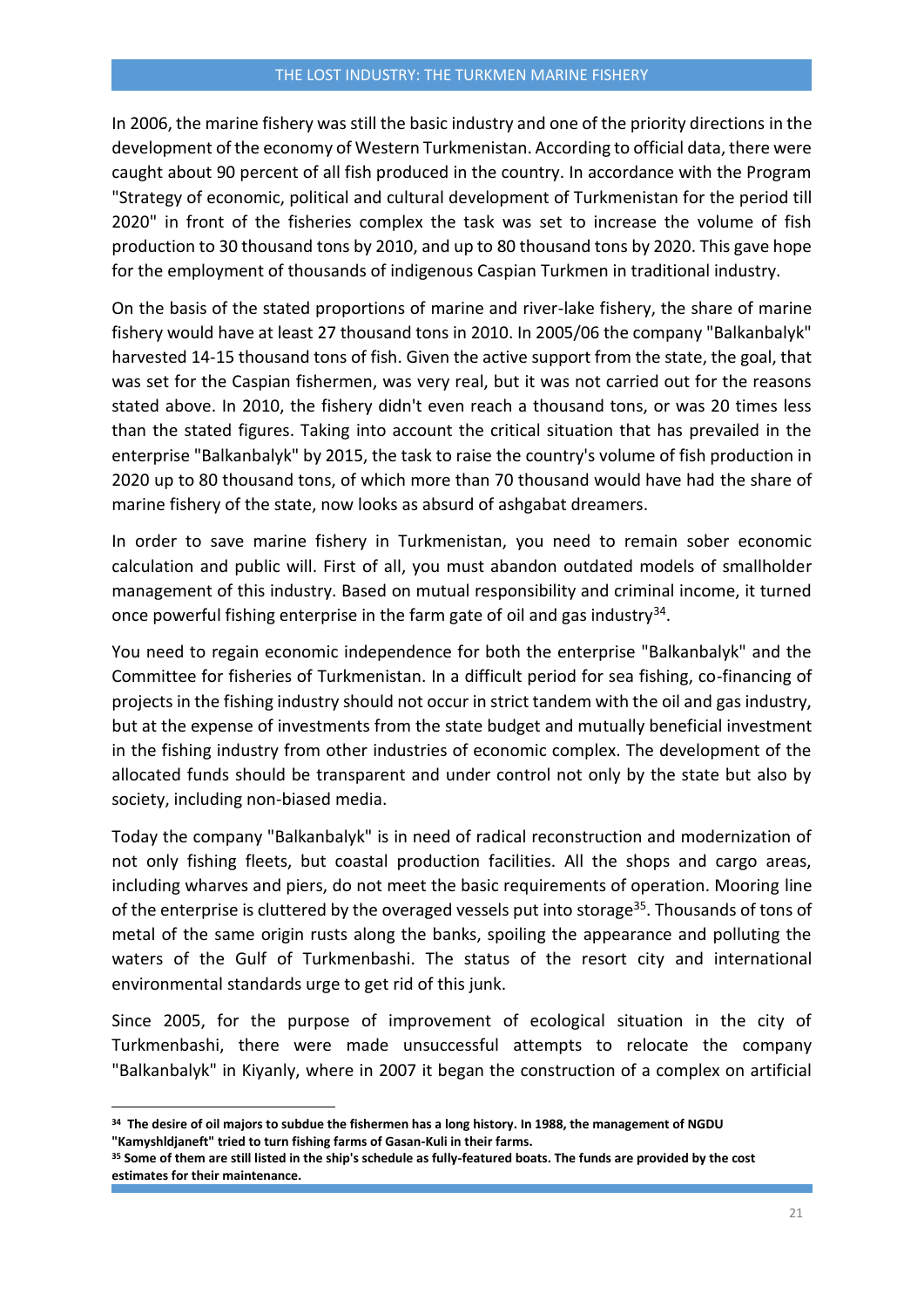In 2006, the marine fishery was still the basic industry and one of the priority directions in the development of the economy of Western Turkmenistan. According to official data, there were caught about 90 percent of all fish produced in the country. In accordance with the Program "Strategy of economic, political and cultural development of Turkmenistan for the period till 2020" in front of the fisheries complex the task was set to increase the volume of fish production to 30 thousand tons by 2010, and up to 80 thousand tons by 2020. This gave hope for the employment of thousands of indigenous Caspian Turkmen in traditional industry.

On the basis of the stated proportions of marine and river-lake fishery, the share of marine fishery would have at least 27 thousand tons in 2010. In 2005/06 the company "Balkanbalyk" harvested 14-15 thousand tons of fish. Given the active support from the state, the goal, that was set for the Caspian fishermen, was very real, but it was not carried out for the reasons stated above. In 2010, the fishery didn't even reach a thousand tons, or was 20 times less than the stated figures. Taking into account the critical situation that has prevailed in the enterprise "Balkanbalyk" by 2015, the task to raise the country's volume of fish production in 2020 up to 80 thousand tons, of which more than 70 thousand would have had the share of marine fishery of the state, now looks as absurd of ashgabat dreamers.

In order to save marine fishery in Turkmenistan, you need to remain sober economic calculation and public will. First of all, you must abandon outdated models of smallholder management of this industry. Based on mutual responsibility and criminal income, it turned once powerful fishing enterprise in the farm gate of oil and gas industry[34].

You need to regain economic independence for both the enterprise "Balkanbalyk" and the Committee for fisheries of Turkmenistan. In a difficult period for sea fishing, co-financing of projects in the fishing industry should not occur in strict tandem with the oil and gas industry, but at the expense of investments from the state budget and mutually beneficial investment in the fishing industry from other industries of economic complex. The development of the allocated funds should be transparent and under control not only by the state but also by society, including non-biased media.

Today the company "Balkanbalyk" is in need of radical reconstruction and modernization of not only fishing fleets, but coastal production facilities. All the shops and cargo areas, including wharves and piers, do not meet the basic requirements of operation. Mooring line of the enterprise is cluttered by the overaged vessels put into storage[35]. Thousands of tons of metal of the same origin rusts along the banks, spoiling the appearance and polluting the waters of the Gulf of Turkmenbashi. The status of the resort city and international environmental standards urge to get rid of this junk.

Since 2005, for the purpose of improvement of ecological situation in the city of Turkmenbashi, there were made unsuccessful attempts to relocate the company "Balkanbalyk" in Kiyanly, where in 2007 it began the construction of a complex on artificial

---

**[34] The desire of oil majors to subdue the fishermen has a long history. In 1988, the management of NGDU "Kamyshldjaneft" tried to turn fishing farms of Gasan-Kuli in their farms.**

**[35] Some of them are still listed in the ship's schedule as fully-featured boats. The funds are provided by the cost estimates for their maintenance.**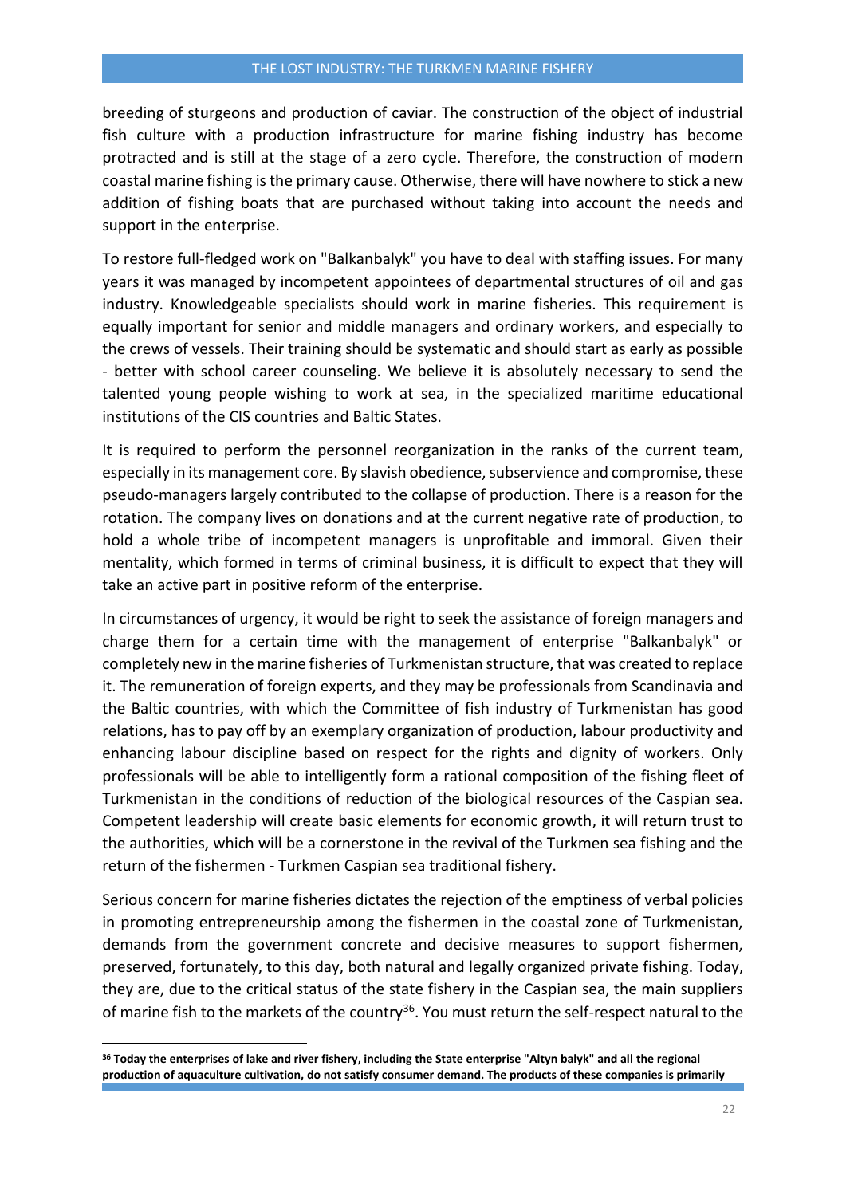breeding of sturgeons and production of caviar. The construction of the object of industrial fish culture with a production infrastructure for marine fishing industry has become protracted and is still at the stage of a zero cycle. Therefore, the construction of modern coastal marine fishing is the primary cause. Otherwise, there will have nowhere to stick a new addition of fishing boats that are purchased without taking into account the needs and support in the enterprise.

To restore full-fledged work on "Balkanbalyk" you have to deal with staffing issues. For many years it was managed by incompetent appointees of departmental structures of oil and gas industry. Knowledgeable specialists should work in marine fisheries. This requirement is equally important for senior and middle managers and ordinary workers, and especially to the crews of vessels. Their training should be systematic and should start as early as possible - better with school career counseling. We believe it is absolutely necessary to send the talented young people wishing to work at sea, in the specialized maritime educational institutions of the CIS countries and Baltic States.

It is required to perform the personnel reorganization in the ranks of the current team, especially in its management core. By slavish obedience, subservience and compromise, these pseudo-managers largely contributed to the collapse of production. There is a reason for the rotation. The company lives on donations and at the current negative rate of production, to hold a whole tribe of incompetent managers is unprofitable and immoral. Given their mentality, which formed in terms of criminal business, it is difficult to expect that they will take an active part in positive reform of the enterprise.

In circumstances of urgency, it would be right to seek the assistance of foreign managers and charge them for a certain time with the management of enterprise "Balkanbalyk" or completely new in the marine fisheries of Turkmenistan structure, that was created to replace it. The remuneration of foreign experts, and they may be professionals from Scandinavia and the Baltic countries, with which the Committee of fish industry of Turkmenistan has good relations, has to pay off by an exemplary organization of production, labour productivity and enhancing labour discipline based on respect for the rights and dignity of workers. Only professionals will be able to intelligently form a rational composition of the fishing fleet of Turkmenistan in the conditions of reduction of the biological resources of the Caspian sea. Competent leadership will create basic elements for economic growth, it will return trust to the authorities, which will be a cornerstone in the revival of the Turkmen sea fishing and the return of the fishermen - Turkmen Caspian sea traditional fishery.

Serious concern for marine fisheries dictates the rejection of the emptiness of verbal policies in promoting entrepreneurship among the fishermen in the coastal zone of Turkmenistan, demands from the government concrete and decisive measures to support fishermen, preserved, fortunately, to this day, both natural and legally organized private fishing. Today, they are, due to the critical status of the state fishery in the Caspian sea, the main suppliers of marine fish to the markets of the country[36]. You must return the self-respect natural to the

**[36] Today the enterprises of lake and river fishery, including the State enterprise "Altyn balyk" and all the regional production of aquaculture cultivation, do not satisfy consumer demand. The products of these companies is primarily**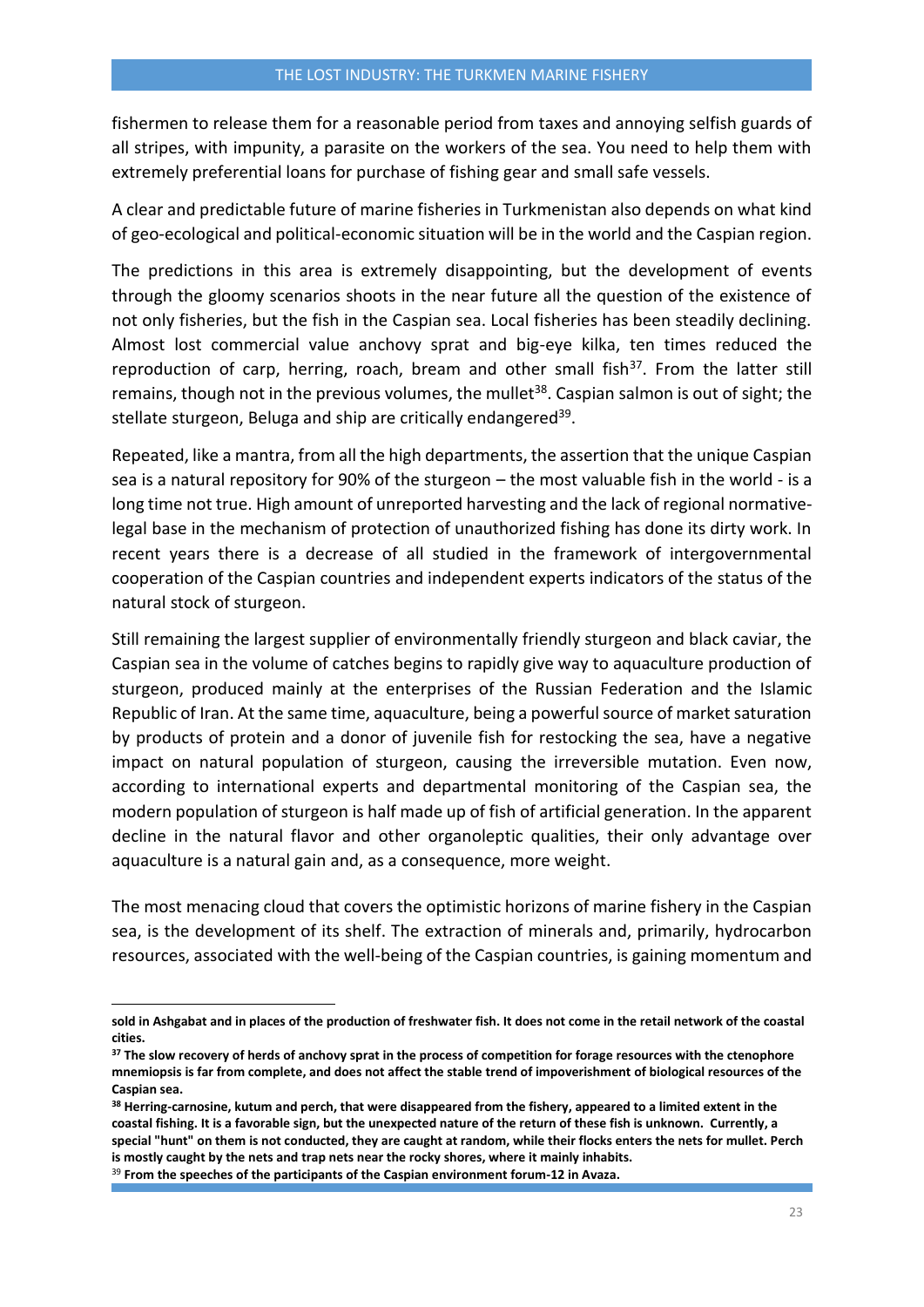fishermen to release them for a reasonable period from taxes and annoying selfish guards of all stripes, with impunity, a parasite on the workers of the sea. You need to help them with extremely preferential loans for purchase of fishing gear and small safe vessels.

A clear and predictable future of marine fisheries in Turkmenistan also depends on what kind of geo-ecological and political-economic situation will be in the world and the Caspian region.

The predictions in this area is extremely disappointing, but the development of events through the gloomy scenarios shoots in the near future all the question of the existence of not only fisheries, but the fish in the Caspian sea. Local fisheries has been steadily declining. Almost lost commercial value anchovy sprat and big-eye kilka, ten times reduced the reproduction of carp, herring, roach, bream and other small fish[37]. From the latter still remains, though not in the previous volumes, the mullet[38]. Caspian salmon is out of sight; the stellate sturgeon, Beluga and ship are critically endangered[39].

Repeated, like a mantra, from all the high departments, the assertion that the unique Caspian sea is a natural repository for 90% of the sturgeon – the most valuable fish in the world - is a long time not true. High amount of unreported harvesting and the lack of regional normative-legal base in the mechanism of protection of unauthorized fishing has done its dirty work. In recent years there is a decrease of all studied in the framework of intergovernmental cooperation of the Caspian countries and independent experts indicators of the status of the natural stock of sturgeon.

Still remaining the largest supplier of environmentally friendly sturgeon and black caviar, the Caspian sea in the volume of catches begins to rapidly give way to aquaculture production of sturgeon, produced mainly at the enterprises of the Russian Federation and the Islamic Republic of Iran. At the same time, aquaculture, being a powerful source of market saturation by products of protein and a donor of juvenile fish for restocking the sea, have a negative impact on natural population of sturgeon, causing the irreversible mutation. Even now, according to international experts and departmental monitoring of the Caspian sea, the modern population of sturgeon is half made up of fish of artificial generation. In the apparent decline in the natural flavor and other organoleptic qualities, their only advantage over aquaculture is a natural gain and, as a consequence, more weight.

The most menacing cloud that covers the optimistic horizons of marine fishery in the Caspian sea, is the development of its shelf. The extraction of minerals and, primarily, hydrocarbon resources, associated with the well-being of the Caspian countries, is gaining momentum and

---

**sold in Ashgabat and in places of the production of freshwater fish. It does not come in the retail network of the coastal cities.**

[37] **The slow recovery of herds of anchovy sprat in the process of competition for forage resources with the ctenophore mnemiopsis is far from complete, and does not affect the stable trend of impoverishment of biological resources of the Caspian sea.**

[38] **Herring-carnosine, kutum and perch, that were disappeared from the fishery, appeared to a limited extent in the coastal fishing. It is a favorable sign, but the unexpected nature of the return of these fish is unknown. Currently, a special "hunt" on them is not conducted, they are caught at random, while their flocks enters the nets for mullet. Perch is mostly caught by the nets and trap nets near the rocky shores, where it mainly inhabits.**

[39] **From the speeches of the participants of the Caspian environment forum-12 in Avaza.**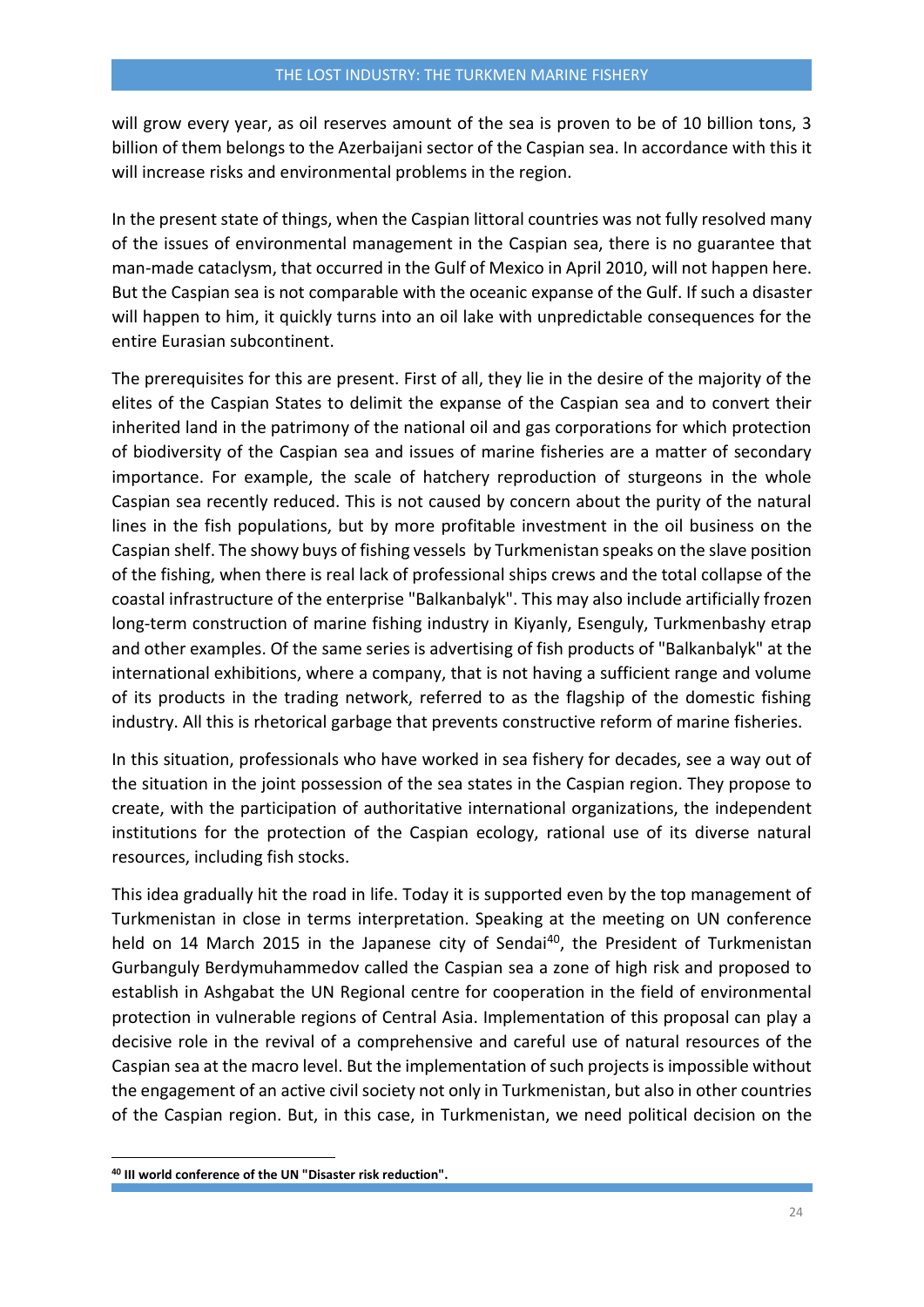will grow every year, as oil reserves amount of the sea is proven to be of 10 billion tons, 3 billion of them belongs to the Azerbaijani sector of the Caspian sea. In accordance with this it will increase risks and environmental problems in the region.

In the present state of things, when the Caspian littoral countries was not fully resolved many of the issues of environmental management in the Caspian sea, there is no guarantee that man-made cataclysm, that occurred in the Gulf of Mexico in April 2010, will not happen here. But the Caspian sea is not comparable with the oceanic expanse of the Gulf. If such a disaster will happen to him, it quickly turns into an oil lake with unpredictable consequences for the entire Eurasian subcontinent.

The prerequisites for this are present. First of all, they lie in the desire of the majority of the elites of the Caspian States to delimit the expanse of the Caspian sea and to convert their inherited land in the patrimony of the national oil and gas corporations for which protection of biodiversity of the Caspian sea and issues of marine fisheries are a matter of secondary importance. For example, the scale of hatchery reproduction of sturgeons in the whole Caspian sea recently reduced. This is not caused by concern about the purity of the natural lines in the fish populations, but by more profitable investment in the oil business on the Caspian shelf. The showy buys of fishing vessels by Turkmenistan speaks on the slave position of the fishing, when there is real lack of professional ships crews and the total collapse of the coastal infrastructure of the enterprise "Balkanbalyk". This may also include artificially frozen long-term construction of marine fishing industry in Kiyanly, Esenguly, Turkmenbashy etrap and other examples. Of the same series is advertising of fish products of "Balkanbalyk" at the international exhibitions, where a company, that is not having a sufficient range and volume of its products in the trading network, referred to as the flagship of the domestic fishing industry. All this is rhetorical garbage that prevents constructive reform of marine fisheries.

In this situation, professionals who have worked in sea fishery for decades, see a way out of the situation in the joint possession of the sea states in the Caspian region. They propose to create, with the participation of authoritative international organizations, the independent institutions for the protection of the Caspian ecology, rational use of its diverse natural resources, including fish stocks.

This idea gradually hit the road in life. Today it is supported even by the top management of Turkmenistan in close in terms interpretation. Speaking at the meeting on UN conference held on 14 March 2015 in the Japanese city of Sendai[40], the President of Turkmenistan Gurbanguly Berdymuhammedov called the Caspian sea a zone of high risk and proposed to establish in Ashgabat the UN Regional centre for cooperation in the field of environmental protection in vulnerable regions of Central Asia. Implementation of this proposal can play a decisive role in the revival of a comprehensive and careful use of natural resources of the Caspian sea at the macro level. But the implementation of such projects is impossible without the engagement of an active civil society not only in Turkmenistan, but also in other countries of the Caspian region. But, in this case, in Turkmenistan, we need political decision on the

[40] **III world conference of the UN "Disaster risk reduction".**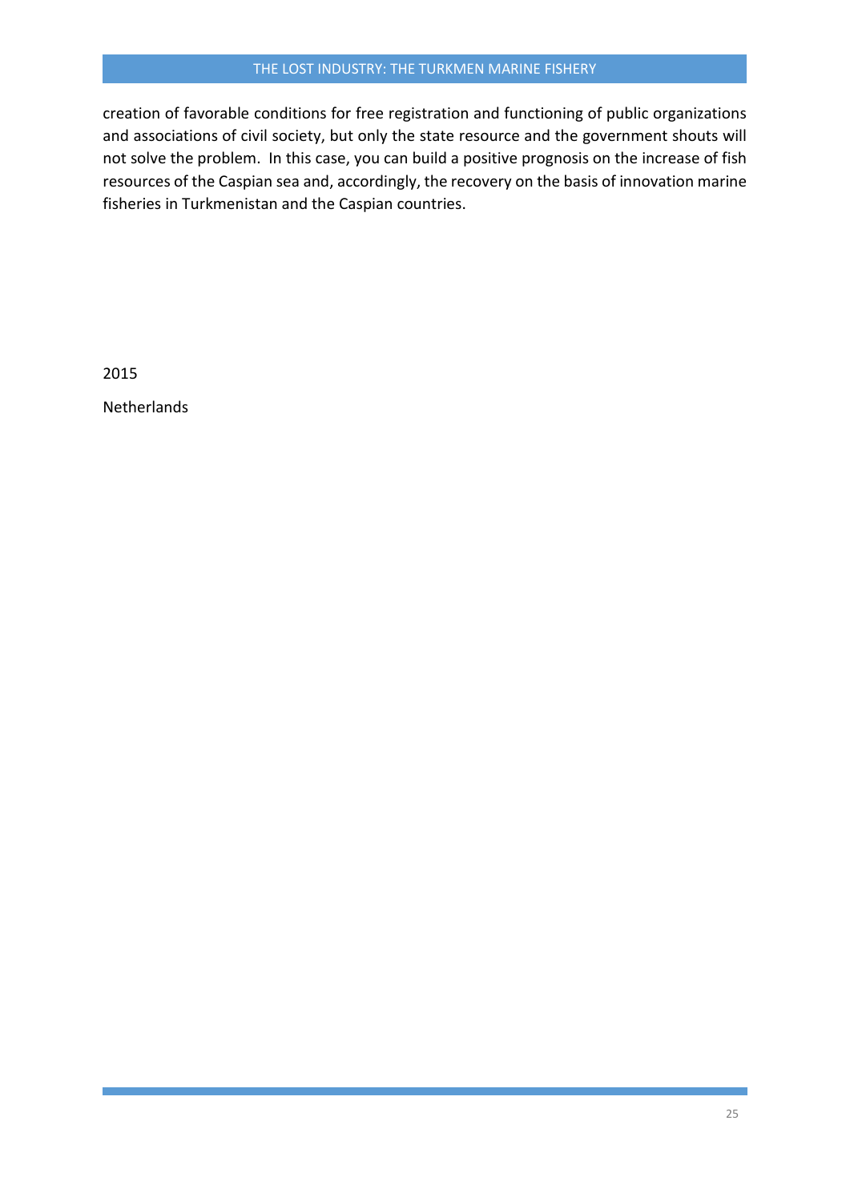creation of favorable conditions for free registration and functioning of public organizations and associations of civil society, but only the state resource and the government shouts will not solve the problem. In this case, you can build a positive prognosis on the increase of fish resources of the Caspian sea and, accordingly, the recovery on the basis of innovation marine fisheries in Turkmenistan and the Caspian countries.

2015

Netherlands